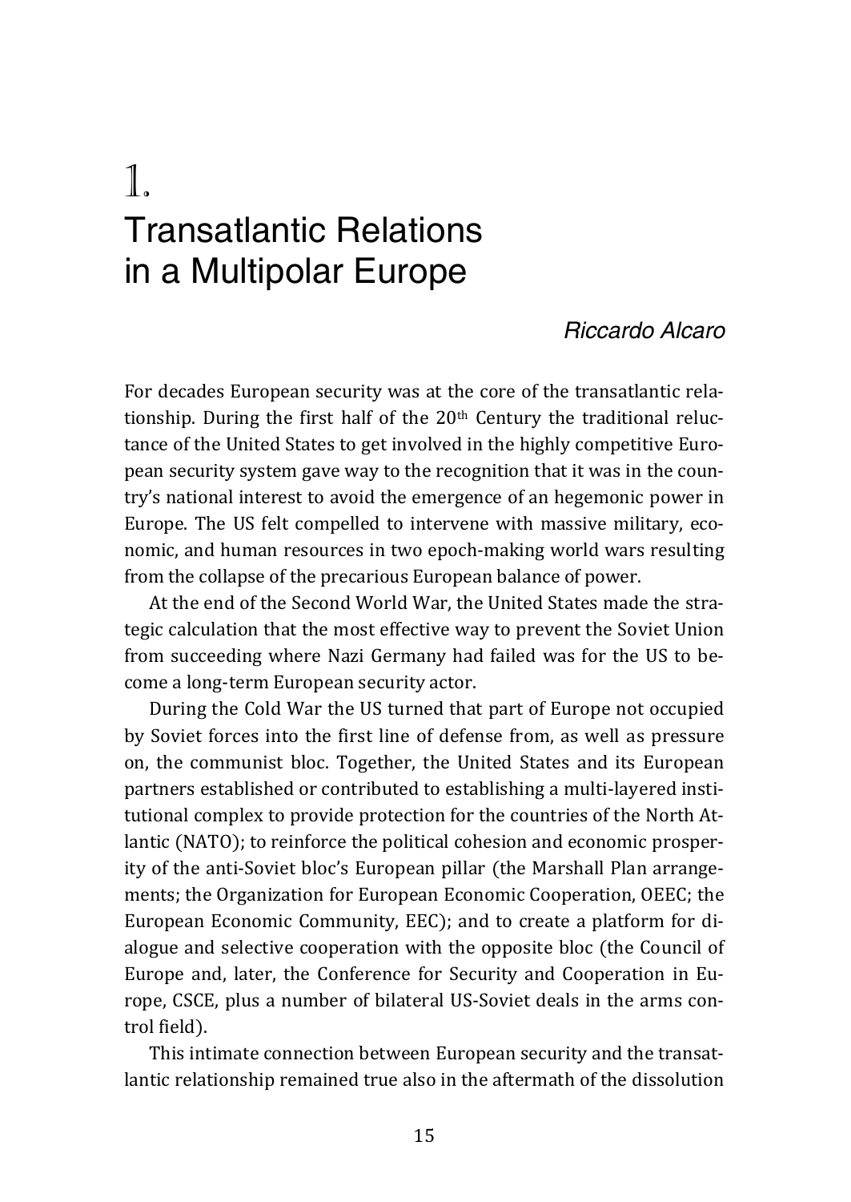# 1. Transatlantic Relations in a Multipolar Europe

*Riccardo Alcaro*

For decades European security was at the core of the transatlantic relationship. During the first half of the 20th Century the traditional reluctance of the United States to get involved in the highly competitive European security system gave way to the recognition that it was in the country's national interest to avoid the emergence of an hegemonic power in Europe. The US felt compelled to intervene with massive military, economic, and human resources in two epoch-making world wars resulting from the collapse of the precarious European balance of power.

At the end of the Second World War, the United States made the strategic calculation that the most effective way to prevent the Soviet Union from succeeding where Nazi Germany had failed was for the US to become a long-term European security actor.

During the Cold War the US turned that part of Europe not occupied by Soviet forces into the first line of defense from, as well as pressure on, the communist bloc. Together, the United States and its European partners established or contributed to establishing a multi-layered institutional complex to provide protection for the countries of the North Atlantic (NATO); to reinforce the political cohesion and economic prosperity of the anti-Soviet bloc's European pillar (the Marshall Plan arrangements; the Organization for European Economic Cooperation, OEEC; the European Economic Community, EEC); and to create a platform for dialogue and selective cooperation with the opposite bloc (the Council of Europe and, later, the Conference for Security and Cooperation in Europe, CSCE, plus a number of bilateral US-Soviet deals in the arms control field).

This intimate connection between European security and the transatlantic relationship remained true also in the aftermath of the dissolution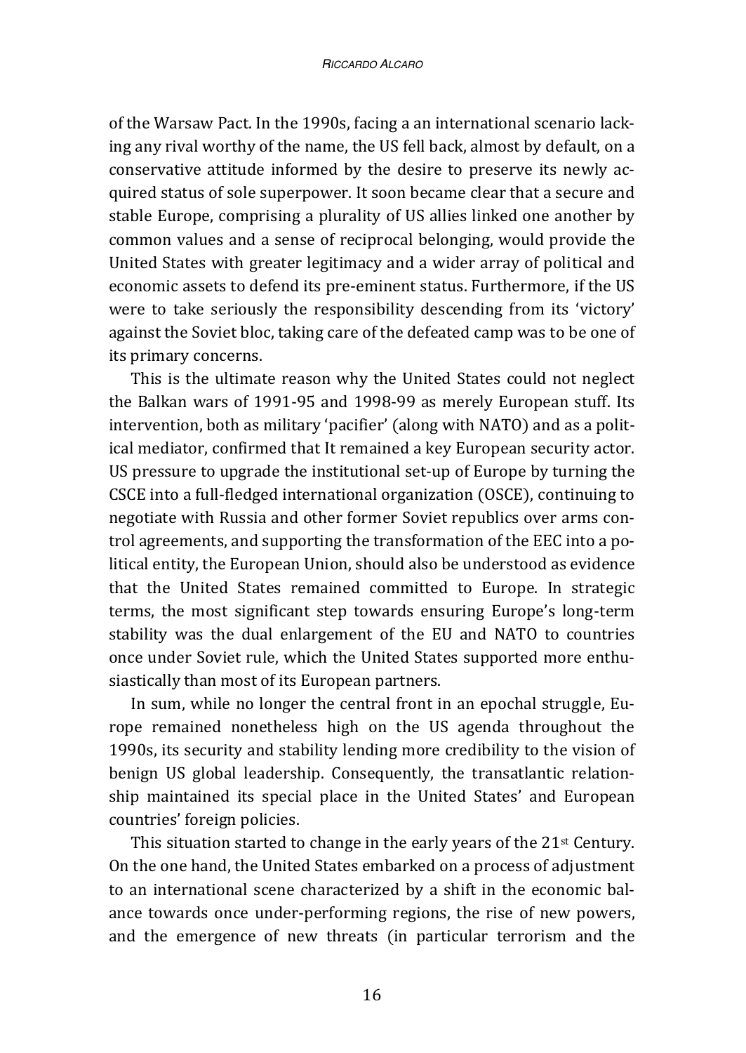of the Warsaw Pact. In the 1990s, facing a an international scenario lacking any rival worthy of the name, the US fell back, almost by default, on a conservative attitude informed by the desire to preserve its newly acquired status of sole superpower. It soon became clear that a secure and stable Europe, comprising a plurality of US allies linked one another by common values and a sense of reciprocal belonging, would provide the United States with greater legitimacy and a wider array of political and economic assets to defend its pre-eminent status. Furthermore, if the US were to take seriously the responsibility descending from its 'victory' against the Soviet bloc, taking care of the defeated camp was to be one of its primary concerns.

This is the ultimate reason why the United States could not neglect the Balkan wars of 1991-95 and 1998-99 as merely European stuff. Its intervention, both as military 'pacifier' (along with NATO) and as a political mediator, confirmed that It remained a key European security actor. US pressure to upgrade the institutional set-up of Europe by turning the CSCE into a full-fledged international organization (OSCE), continuing to negotiate with Russia and other former Soviet republics over arms control agreements, and supporting the transformation of the EEC into a political entity, the European Union, should also be understood as evidence that the United States remained committed to Europe. In strategic terms, the most significant step towards ensuring Europe's long-term stability was the dual enlargement of the EU and NATO to countries once under Soviet rule, which the United States supported more enthusiastically than most of its European partners.

In sum, while no longer the central front in an epochal struggle, Europe remained nonetheless high on the US agenda throughout the 1990s, its security and stability lending more credibility to the vision of benign US global leadership. Consequently, the transatlantic relationship maintained its special place in the United States' and European countries' foreign policies.

This situation started to change in the early years of the 21st Century. On the one hand, the United States embarked on a process of adjustment to an international scene characterized by a shift in the economic balance towards once under-performing regions, the rise of new powers, and the emergence of new threats (in particular terrorism and the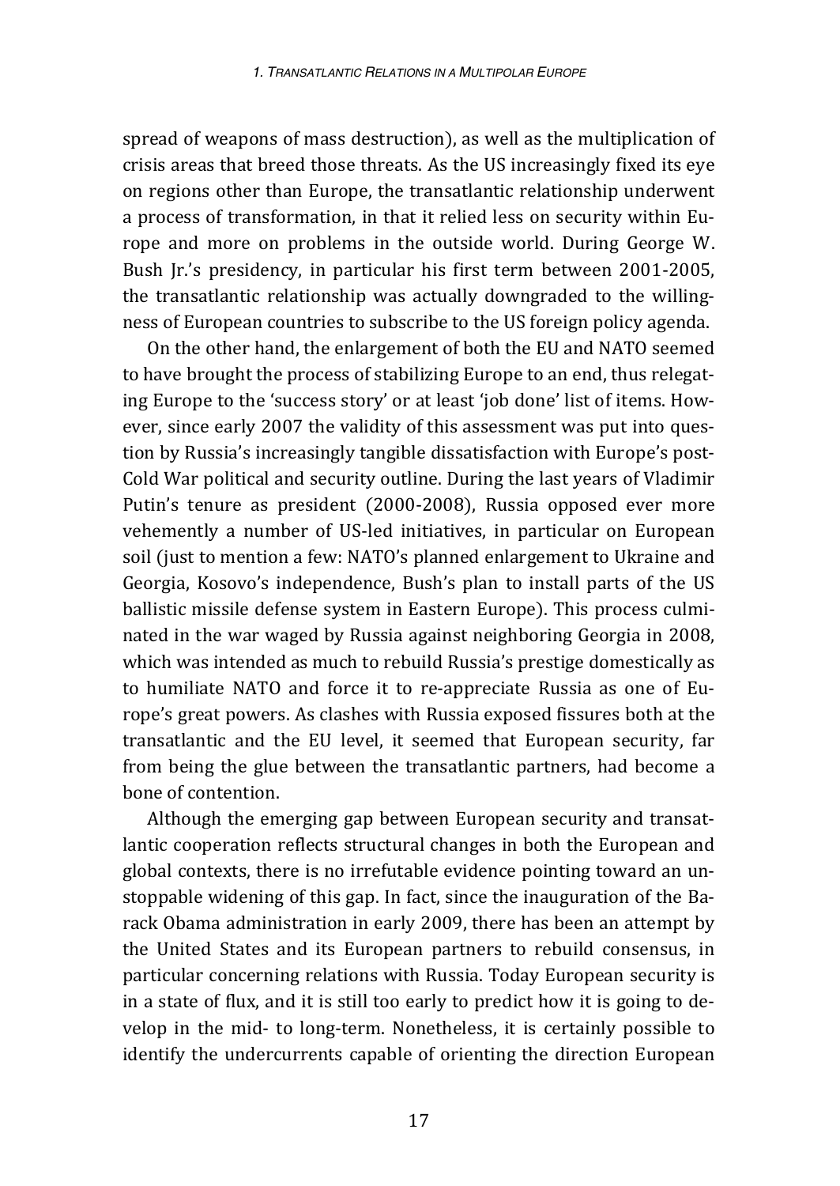spread of weapons of mass destruction), as well as the multiplication of crisis areas that breed those threats. As the US increasingly fixed its eye on regions other than Europe, the transatlantic relationship underwent a process of transformation, in that it relied less on security within Europe and more on problems in the outside world. During George W. Bush Jr.'s presidency, in particular his first term between 2001-2005, the transatlantic relationship was actually downgraded to the willingness of European countries to subscribe to the US foreign policy agenda.

On the other hand, the enlargement of both the EU and NATO seemed to have brought the process of stabilizing Europe to an end, thus relegating Europe to the 'success story' or at least 'job done' list of items. However, since early 2007 the validity of this assessment was put into question by Russia's increasingly tangible dissatisfaction with Europe's post-Cold War political and security outline. During the last years of Vladimir Putin's tenure as president (2000-2008), Russia opposed ever more vehemently a number of US-led initiatives, in particular on European soil (just to mention a few: NATO's planned enlargement to Ukraine and Georgia, Kosovo's independence, Bush's plan to install parts of the US ballistic missile defense system in Eastern Europe). This process culminated in the war waged by Russia against neighboring Georgia in 2008, which was intended as much to rebuild Russia's prestige domestically as to humiliate NATO and force it to re-appreciate Russia as one of Europe's great powers. As clashes with Russia exposed fissures both at the transatlantic and the EU level, it seemed that European security, far from being the glue between the transatlantic partners, had become a bone of contention.

Although the emerging gap between European security and transatlantic cooperation reflects structural changes in both the European and global contexts, there is no irrefutable evidence pointing toward an unstoppable widening of this gap. In fact, since the inauguration of the Barack Obama administration in early 2009, there has been an attempt by the United States and its European partners to rebuild consensus, in particular concerning relations with Russia. Today European security is in a state of flux, and it is still too early to predict how it is going to develop in the mid- to long-term. Nonetheless, it is certainly possible to identify the undercurrents capable of orienting the direction European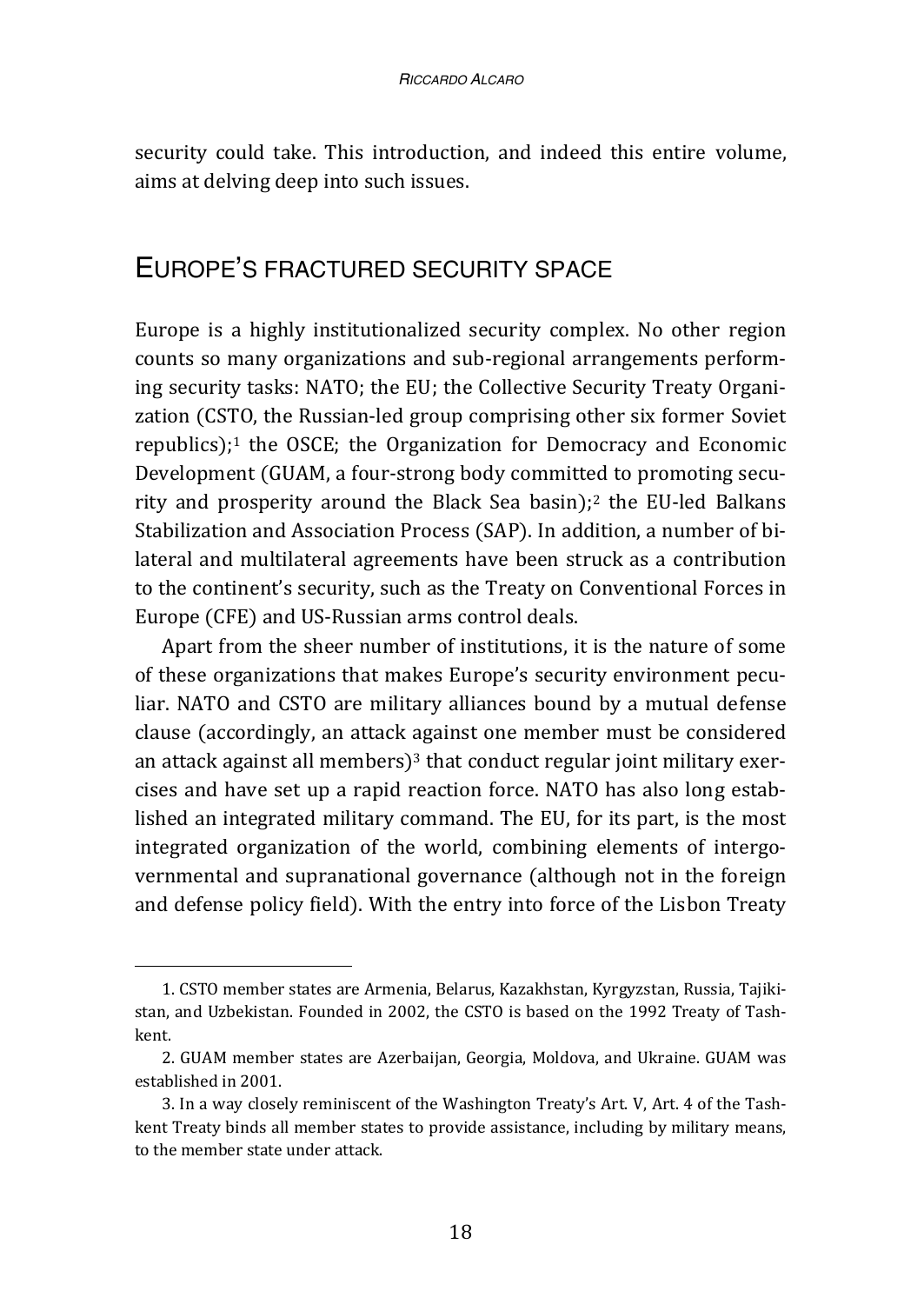security could take. This introduction, and indeed this entire volume, aims at delving deep into such issues.

## EUROPE'S FRACTURED SECURITY SPACE

Europe is a highly institutionalized security complex. No other region counts so many organizations and sub-regional arrangements performing security tasks: NATO; the EU; the Collective Security Treaty Organization (CSTO, the Russian-led group comprising other six former Soviet republics);[1] the OSCE; the Organization for Democracy and Economic Development (GUAM, a four-strong body committed to promoting security and prosperity around the Black Sea basin);[2] the EU-led Balkans Stabilization and Association Process (SAP). In addition, a number of bilateral and multilateral agreements have been struck as a contribution to the continent's security, such as the Treaty on Conventional Forces in Europe (CFE) and US-Russian arms control deals.

Apart from the sheer number of institutions, it is the nature of some of these organizations that makes Europe's security environment peculiar. NATO and CSTO are military alliances bound by a mutual defense clause (accordingly, an attack against one member must be considered an attack against all members)[3] that conduct regular joint military exercises and have set up a rapid reaction force. NATO has also long established an integrated military command. The EU, for its part, is the most integrated organization of the world, combining elements of intergovernmental and supranational governance (although not in the foreign and defense policy field). With the entry into force of the Lisbon Treaty

---

1. CSTO member states are Armenia, Belarus, Kazakhstan, Kyrgyzstan, Russia, Tajikistan, and Uzbekistan. Founded in 2002, the CSTO is based on the 1992 Treaty of Tashkent.

2. GUAM member states are Azerbaijan, Georgia, Moldova, and Ukraine. GUAM was established in 2001.

3. In a way closely reminiscent of the Washington Treaty's Art. V, Art. 4 of the Tashkent Treaty binds all member states to provide assistance, including by military means, to the member state under attack.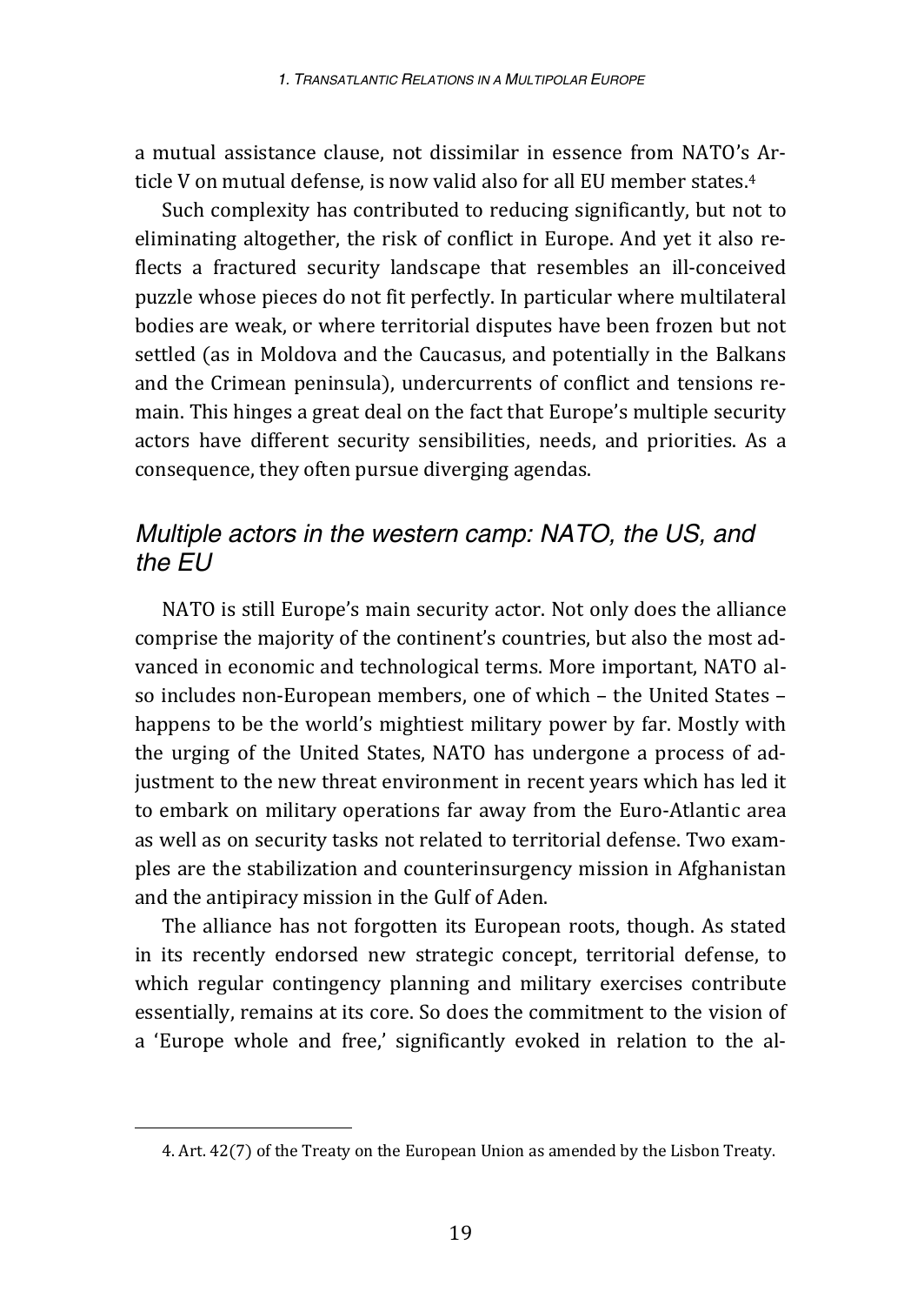a mutual assistance clause, not dissimilar in essence from NATO's Article V on mutual defense, is now valid also for all EU member states.[4]

Such complexity has contributed to reducing significantly, but not to eliminating altogether, the risk of conflict in Europe. And yet it also reflects a fractured security landscape that resembles an ill-conceived puzzle whose pieces do not fit perfectly. In particular where multilateral bodies are weak, or where territorial disputes have been frozen but not settled (as in Moldova and the Caucasus, and potentially in the Balkans and the Crimean peninsula), undercurrents of conflict and tensions remain. This hinges a great deal on the fact that Europe's multiple security actors have different security sensibilities, needs, and priorities. As a consequence, they often pursue diverging agendas.

## *Multiple actors in the western camp: NATO, the US, and the EU*

NATO is still Europe's main security actor. Not only does the alliance comprise the majority of the continent's countries, but also the most advanced in economic and technological terms. More important, NATO also includes non-European members, one of which – the United States – happens to be the world's mightiest military power by far. Mostly with the urging of the United States, NATO has undergone a process of adjustment to the new threat environment in recent years which has led it to embark on military operations far away from the Euro-Atlantic area as well as on security tasks not related to territorial defense. Two examples are the stabilization and counterinsurgency mission in Afghanistan and the antipiracy mission in the Gulf of Aden.

The alliance has not forgotten its European roots, though. As stated in its recently endorsed new strategic concept, territorial defense, to which regular contingency planning and military exercises contribute essentially, remains at its core. So does the commitment to the vision of a 'Europe whole and free,' significantly evoked in relation to the al-

4. Art. 42(7) of the Treaty on the European Union as amended by the Lisbon Treaty.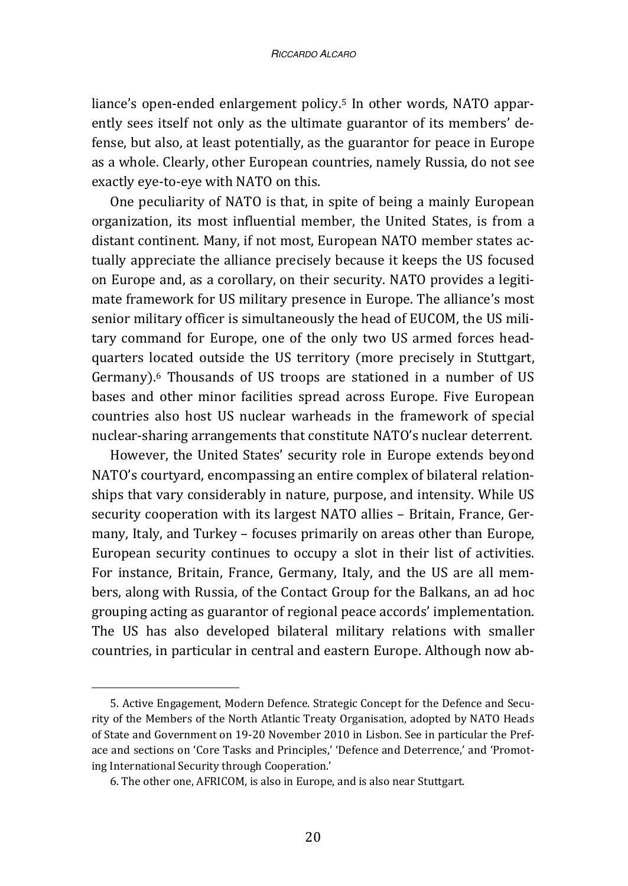liance's open-ended enlargement policy.[5] In other words, NATO apparently sees itself not only as the ultimate guarantor of its members' defense, but also, at least potentially, as the guarantor for peace in Europe as a whole. Clearly, other European countries, namely Russia, do not see exactly eye-to-eye with NATO on this.

One peculiarity of NATO is that, in spite of being a mainly European organization, its most influential member, the United States, is from a distant continent. Many, if not most, European NATO member states actually appreciate the alliance precisely because it keeps the US focused on Europe and, as a corollary, on their security. NATO provides a legitimate framework for US military presence in Europe. The alliance's most senior military officer is simultaneously the head of EUCOM, the US military command for Europe, one of the only two US armed forces headquarters located outside the US territory (more precisely in Stuttgart, Germany).[6] Thousands of US troops are stationed in a number of US bases and other minor facilities spread across Europe. Five European countries also host US nuclear warheads in the framework of special nuclear-sharing arrangements that constitute NATO's nuclear deterrent.

However, the United States' security role in Europe extends beyond NATO's courtyard, encompassing an entire complex of bilateral relationships that vary considerably in nature, purpose, and intensity. While US security cooperation with its largest NATO allies – Britain, France, Germany, Italy, and Turkey – focuses primarily on areas other than Europe, European security continues to occupy a slot in their list of activities. For instance, Britain, France, Germany, Italy, and the US are all members, along with Russia, of the Contact Group for the Balkans, an ad hoc grouping acting as guarantor of regional peace accords' implementation. The US has also developed bilateral military relations with smaller countries, in particular in central and eastern Europe. Although now ab-

5. Active Engagement, Modern Defence. Strategic Concept for the Defence and Security of the Members of the North Atlantic Treaty Organisation, adopted by NATO Heads of State and Government on 19-20 November 2010 in Lisbon. See in particular the Preface and sections on 'Core Tasks and Principles,' 'Defence and Deterrence,' and 'Promoting International Security through Cooperation.'

6. The other one, AFRICOM, is also in Europe, and is also near Stuttgart.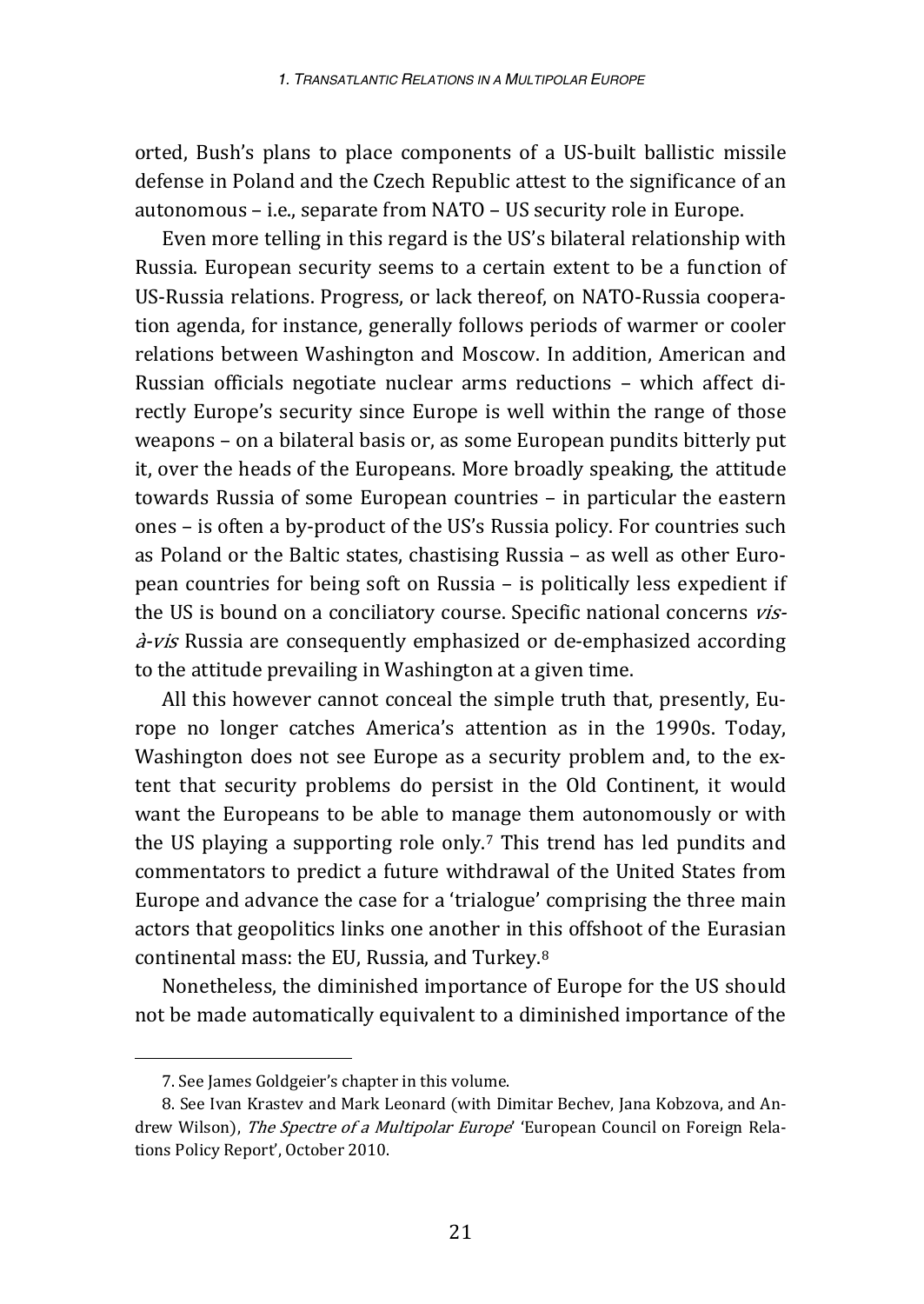orted, Bush's plans to place components of a US-built ballistic missile defense in Poland and the Czech Republic attest to the significance of an autonomous – i.e., separate from NATO – US security role in Europe.

Even more telling in this regard is the US's bilateral relationship with Russia. European security seems to a certain extent to be a function of US-Russia relations. Progress, or lack thereof, on NATO-Russia cooperation agenda, for instance, generally follows periods of warmer or cooler relations between Washington and Moscow. In addition, American and Russian officials negotiate nuclear arms reductions – which affect directly Europe's security since Europe is well within the range of those weapons – on a bilateral basis or, as some European pundits bitterly put it, over the heads of the Europeans. More broadly speaking, the attitude towards Russia of some European countries – in particular the eastern ones – is often a by-product of the US's Russia policy. For countries such as Poland or the Baltic states, chastising Russia – as well as other European countries for being soft on Russia – is politically less expedient if the US is bound on a conciliatory course. Specific national concerns *vis-à-vis* Russia are consequently emphasized or de-emphasized according to the attitude prevailing in Washington at a given time.

All this however cannot conceal the simple truth that, presently, Europe no longer catches America's attention as in the 1990s. Today, Washington does not see Europe as a security problem and, to the extent that security problems do persist in the Old Continent, it would want the Europeans to be able to manage them autonomously or with the US playing a supporting role only.[7] This trend has led pundits and commentators to predict a future withdrawal of the United States from Europe and advance the case for a 'trialogue' comprising the three main actors that geopolitics links one another in this offshoot of the Eurasian continental mass: the EU, Russia, and Turkey.[8]

Nonetheless, the diminished importance of Europe for the US should not be made automatically equivalent to a diminished importance of the

---

7. See James Goldgeier's chapter in this volume.

8. See Ivan Krastev and Mark Leonard (with Dimitar Bechev, Jana Kobzova, and Andrew Wilson), *The Spectre of a Multipolar Europe*' 'European Council on Foreign Relations Policy Report', October 2010.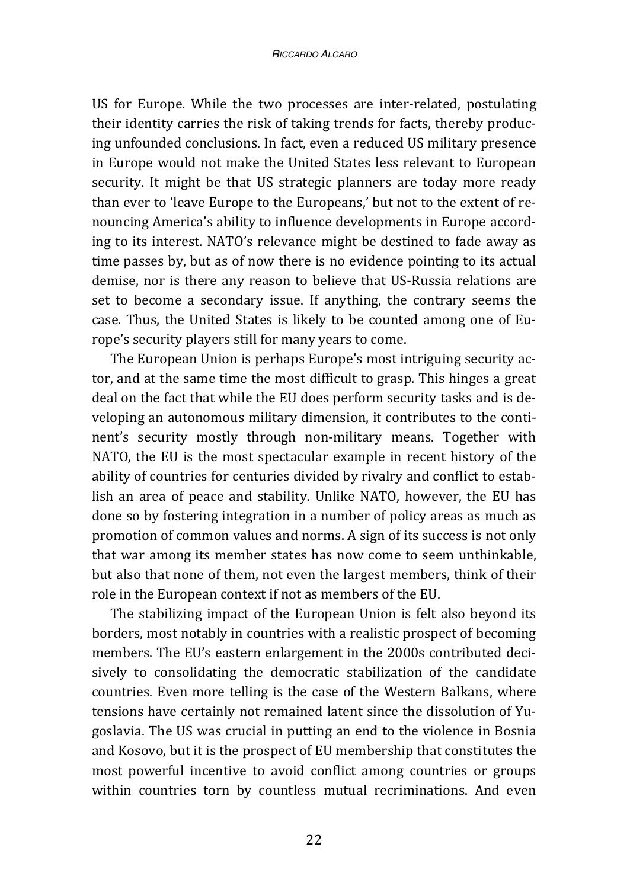US for Europe. While the two processes are inter-related, postulating their identity carries the risk of taking trends for facts, thereby producing unfounded conclusions. In fact, even a reduced US military presence in Europe would not make the United States less relevant to European security. It might be that US strategic planners are today more ready than ever to 'leave Europe to the Europeans,' but not to the extent of renouncing America's ability to influence developments in Europe according to its interest. NATO's relevance might be destined to fade away as time passes by, but as of now there is no evidence pointing to its actual demise, nor is there any reason to believe that US-Russia relations are set to become a secondary issue. If anything, the contrary seems the case. Thus, the United States is likely to be counted among one of Europe's security players still for many years to come.

The European Union is perhaps Europe's most intriguing security actor, and at the same time the most difficult to grasp. This hinges a great deal on the fact that while the EU does perform security tasks and is developing an autonomous military dimension, it contributes to the continent's security mostly through non-military means. Together with NATO, the EU is the most spectacular example in recent history of the ability of countries for centuries divided by rivalry and conflict to establish an area of peace and stability. Unlike NATO, however, the EU has done so by fostering integration in a number of policy areas as much as promotion of common values and norms. A sign of its success is not only that war among its member states has now come to seem unthinkable, but also that none of them, not even the largest members, think of their role in the European context if not as members of the EU.

The stabilizing impact of the European Union is felt also beyond its borders, most notably in countries with a realistic prospect of becoming members. The EU's eastern enlargement in the 2000s contributed decisively to consolidating the democratic stabilization of the candidate countries. Even more telling is the case of the Western Balkans, where tensions have certainly not remained latent since the dissolution of Yugoslavia. The US was crucial in putting an end to the violence in Bosnia and Kosovo, but it is the prospect of EU membership that constitutes the most powerful incentive to avoid conflict among countries or groups within countries torn by countless mutual recriminations. And even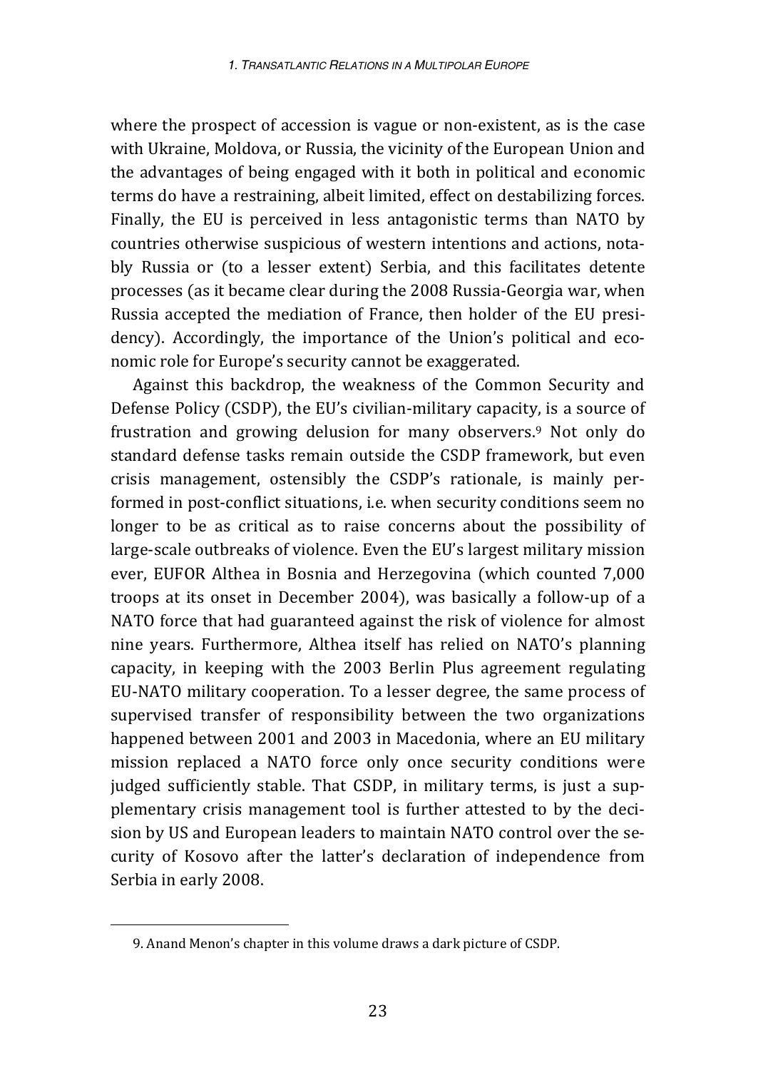where the prospect of accession is vague or non-existent, as is the case with Ukraine, Moldova, or Russia, the vicinity of the European Union and the advantages of being engaged with it both in political and economic terms do have a restraining, albeit limited, effect on destabilizing forces. Finally, the EU is perceived in less antagonistic terms than NATO by countries otherwise suspicious of western intentions and actions, notably Russia or (to a lesser extent) Serbia, and this facilitates detente processes (as it became clear during the 2008 Russia-Georgia war, when Russia accepted the mediation of France, then holder of the EU presidency). Accordingly, the importance of the Union's political and economic role for Europe's security cannot be exaggerated.

Against this backdrop, the weakness of the Common Security and Defense Policy (CSDP), the EU's civilian-military capacity, is a source of frustration and growing delusion for many observers.[9] Not only do standard defense tasks remain outside the CSDP framework, but even crisis management, ostensibly the CSDP's rationale, is mainly performed in post-conflict situations, i.e. when security conditions seem no longer to be as critical as to raise concerns about the possibility of large-scale outbreaks of violence. Even the EU's largest military mission ever, EUFOR Althea in Bosnia and Herzegovina (which counted 7,000 troops at its onset in December 2004), was basically a follow-up of a NATO force that had guaranteed against the risk of violence for almost nine years. Furthermore, Althea itself has relied on NATO's planning capacity, in keeping with the 2003 Berlin Plus agreement regulating EU-NATO military cooperation. To a lesser degree, the same process of supervised transfer of responsibility between the two organizations happened between 2001 and 2003 in Macedonia, where an EU military mission replaced a NATO force only once security conditions were judged sufficiently stable. That CSDP, in military terms, is just a supplementary crisis management tool is further attested to by the decision by US and European leaders to maintain NATO control over the security of Kosovo after the latter's declaration of independence from Serbia in early 2008.

9. Anand Menon's chapter in this volume draws a dark picture of CSDP.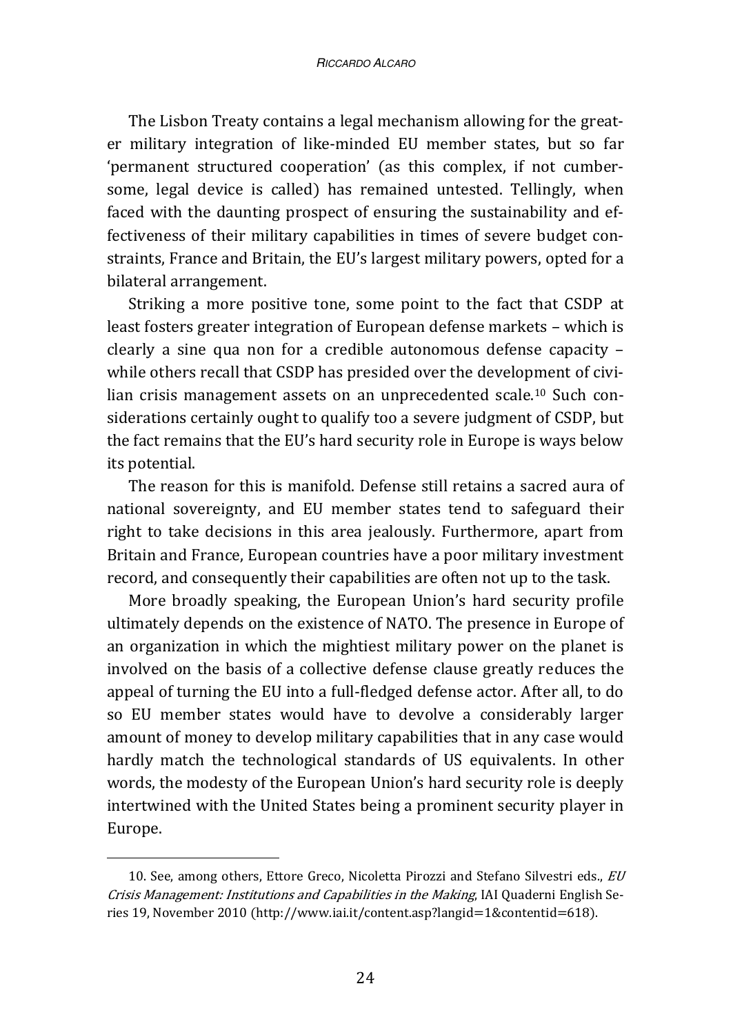The Lisbon Treaty contains a legal mechanism allowing for the greater military integration of like-minded EU member states, but so far 'permanent structured cooperation' (as this complex, if not cumbersome, legal device is called) has remained untested. Tellingly, when faced with the daunting prospect of ensuring the sustainability and effectiveness of their military capabilities in times of severe budget constraints, France and Britain, the EU's largest military powers, opted for a bilateral arrangement.

Striking a more positive tone, some point to the fact that CSDP at least fosters greater integration of European defense markets – which is clearly a sine qua non for a credible autonomous defense capacity – while others recall that CSDP has presided over the development of civilian crisis management assets on an unprecedented scale.[10] Such considerations certainly ought to qualify too a severe judgment of CSDP, but the fact remains that the EU's hard security role in Europe is ways below its potential.

The reason for this is manifold. Defense still retains a sacred aura of national sovereignty, and EU member states tend to safeguard their right to take decisions in this area jealously. Furthermore, apart from Britain and France, European countries have a poor military investment record, and consequently their capabilities are often not up to the task.

More broadly speaking, the European Union's hard security profile ultimately depends on the existence of NATO. The presence in Europe of an organization in which the mightiest military power on the planet is involved on the basis of a collective defense clause greatly reduces the appeal of turning the EU into a full-fledged defense actor. After all, to do so EU member states would have to devolve a considerably larger amount of money to develop military capabilities that in any case would hardly match the technological standards of US equivalents. In other words, the modesty of the European Union's hard security role is deeply intertwined with the United States being a prominent security player in Europe.

10. See, among others, Ettore Greco, Nicoletta Pirozzi and Stefano Silvestri eds., *EU Crisis Management: Institutions and Capabilities in the Making*, IAI Quaderni English Series 19, November 2010 (http://www.iai.it/content.asp?langid=1&contentid=618).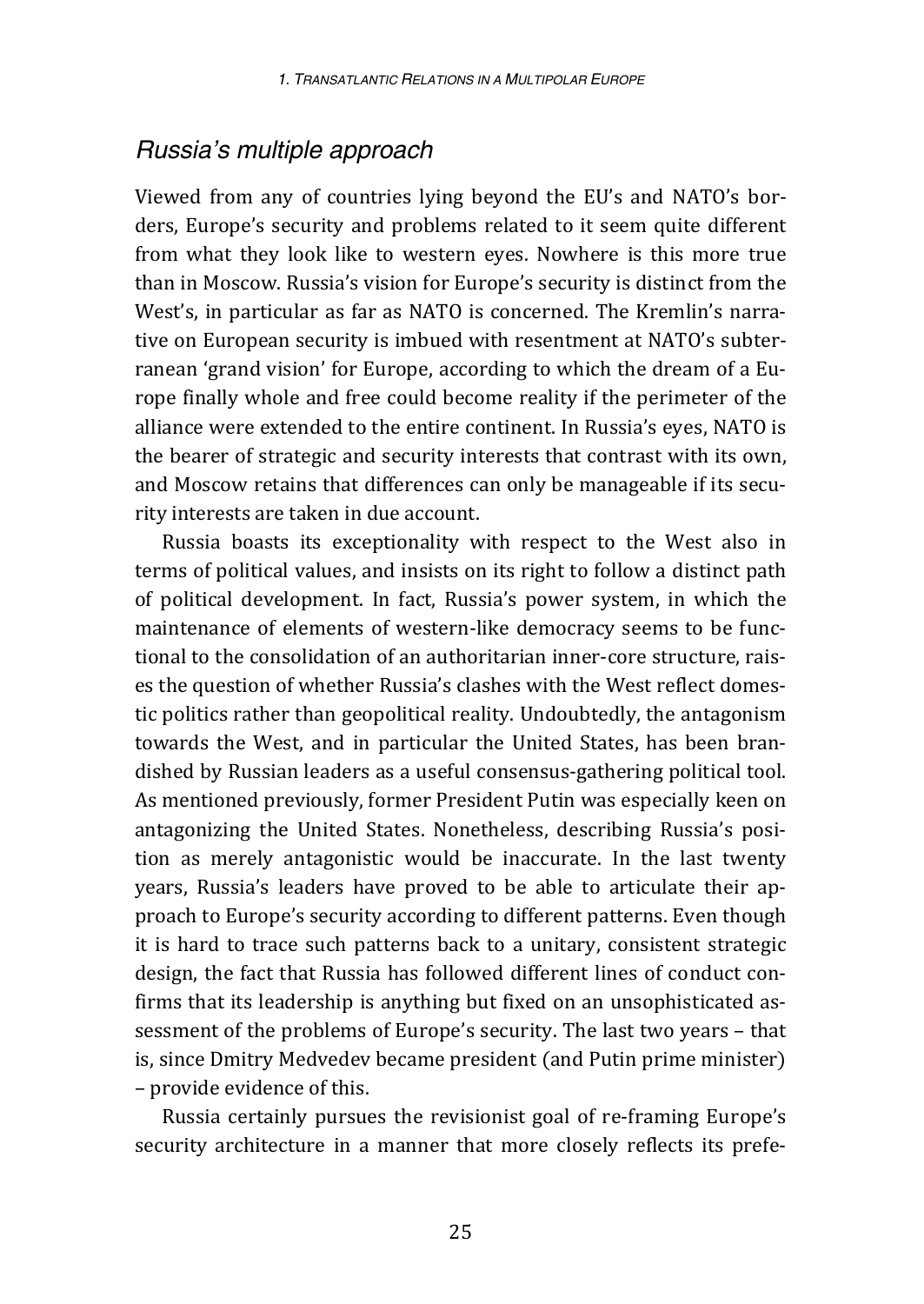## *Russia's multiple approach*

Viewed from any of countries lying beyond the EU's and NATO's borders, Europe's security and problems related to it seem quite different from what they look like to western eyes. Nowhere is this more true than in Moscow. Russia's vision for Europe's security is distinct from the West's, in particular as far as NATO is concerned. The Kremlin's narrative on European security is imbued with resentment at NATO's subterranean 'grand vision' for Europe, according to which the dream of a Europe finally whole and free could become reality if the perimeter of the alliance were extended to the entire continent. In Russia's eyes, NATO is the bearer of strategic and security interests that contrast with its own, and Moscow retains that differences can only be manageable if its security interests are taken in due account.

Russia boasts its exceptionality with respect to the West also in terms of political values, and insists on its right to follow a distinct path of political development. In fact, Russia's power system, in which the maintenance of elements of western-like democracy seems to be functional to the consolidation of an authoritarian inner-core structure, raises the question of whether Russia's clashes with the West reflect domestic politics rather than geopolitical reality. Undoubtedly, the antagonism towards the West, and in particular the United States, has been brandished by Russian leaders as a useful consensus-gathering political tool. As mentioned previously, former President Putin was especially keen on antagonizing the United States. Nonetheless, describing Russia's position as merely antagonistic would be inaccurate. In the last twenty years, Russia's leaders have proved to be able to articulate their approach to Europe's security according to different patterns. Even though it is hard to trace such patterns back to a unitary, consistent strategic design, the fact that Russia has followed different lines of conduct confirms that its leadership is anything but fixed on an unsophisticated assessment of the problems of Europe's security. The last two years – that is, since Dmitry Medvedev became president (and Putin prime minister) – provide evidence of this.

Russia certainly pursues the revisionist goal of re-framing Europe's security architecture in a manner that more closely reflects its prefe-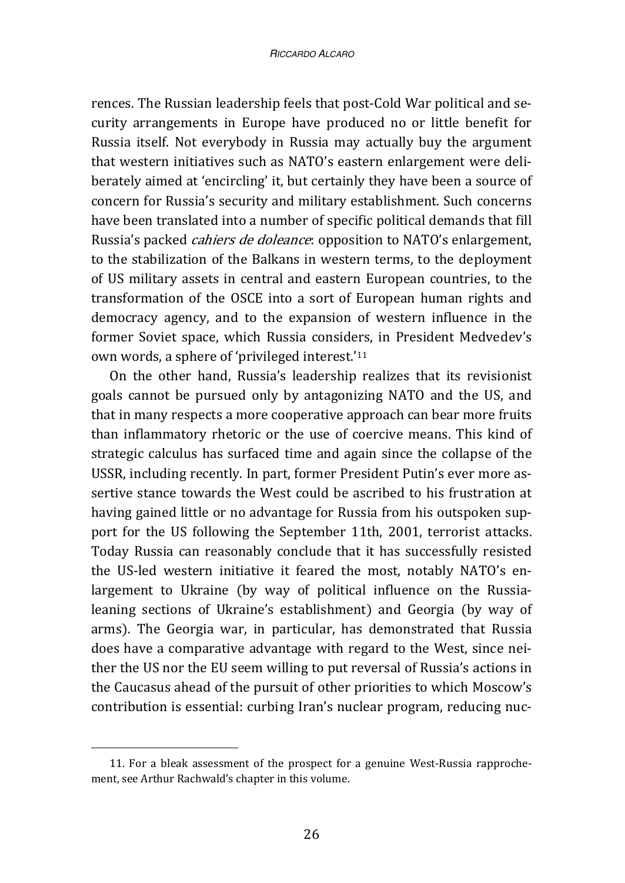rences. The Russian leadership feels that post-Cold War political and security arrangements in Europe have produced no or little benefit for Russia itself. Not everybody in Russia may actually buy the argument that western initiatives such as NATO's eastern enlargement were deliberately aimed at 'encircling' it, but certainly they have been a source of concern for Russia's security and military establishment. Such concerns have been translated into a number of specific political demands that fill Russia's packed *cahiers de doleance*: opposition to NATO's enlargement, to the stabilization of the Balkans in western terms, to the deployment of US military assets in central and eastern European countries, to the transformation of the OSCE into a sort of European human rights and democracy agency, and to the expansion of western influence in the former Soviet space, which Russia considers, in President Medvedev's own words, a sphere of 'privileged interest.'[11]

On the other hand, Russia's leadership realizes that its revisionist goals cannot be pursued only by antagonizing NATO and the US, and that in many respects a more cooperative approach can bear more fruits than inflammatory rhetoric or the use of coercive means. This kind of strategic calculus has surfaced time and again since the collapse of the USSR, including recently. In part, former President Putin's ever more assertive stance towards the West could be ascribed to his frustration at having gained little or no advantage for Russia from his outspoken support for the US following the September 11th, 2001, terrorist attacks. Today Russia can reasonably conclude that it has successfully resisted the US-led western initiative it feared the most, notably NATO's enlargement to Ukraine (by way of political influence on the Russia-leaning sections of Ukraine's establishment) and Georgia (by way of arms). The Georgia war, in particular, has demonstrated that Russia does have a comparative advantage with regard to the West, since neither the US nor the EU seem willing to put reversal of Russia's actions in the Caucasus ahead of the pursuit of other priorities to which Moscow's contribution is essential: curbing Iran's nuclear program, reducing nuc-

11. For a bleak assessment of the prospect for a genuine West-Russia rapprochement, see Arthur Rachwald's chapter in this volume.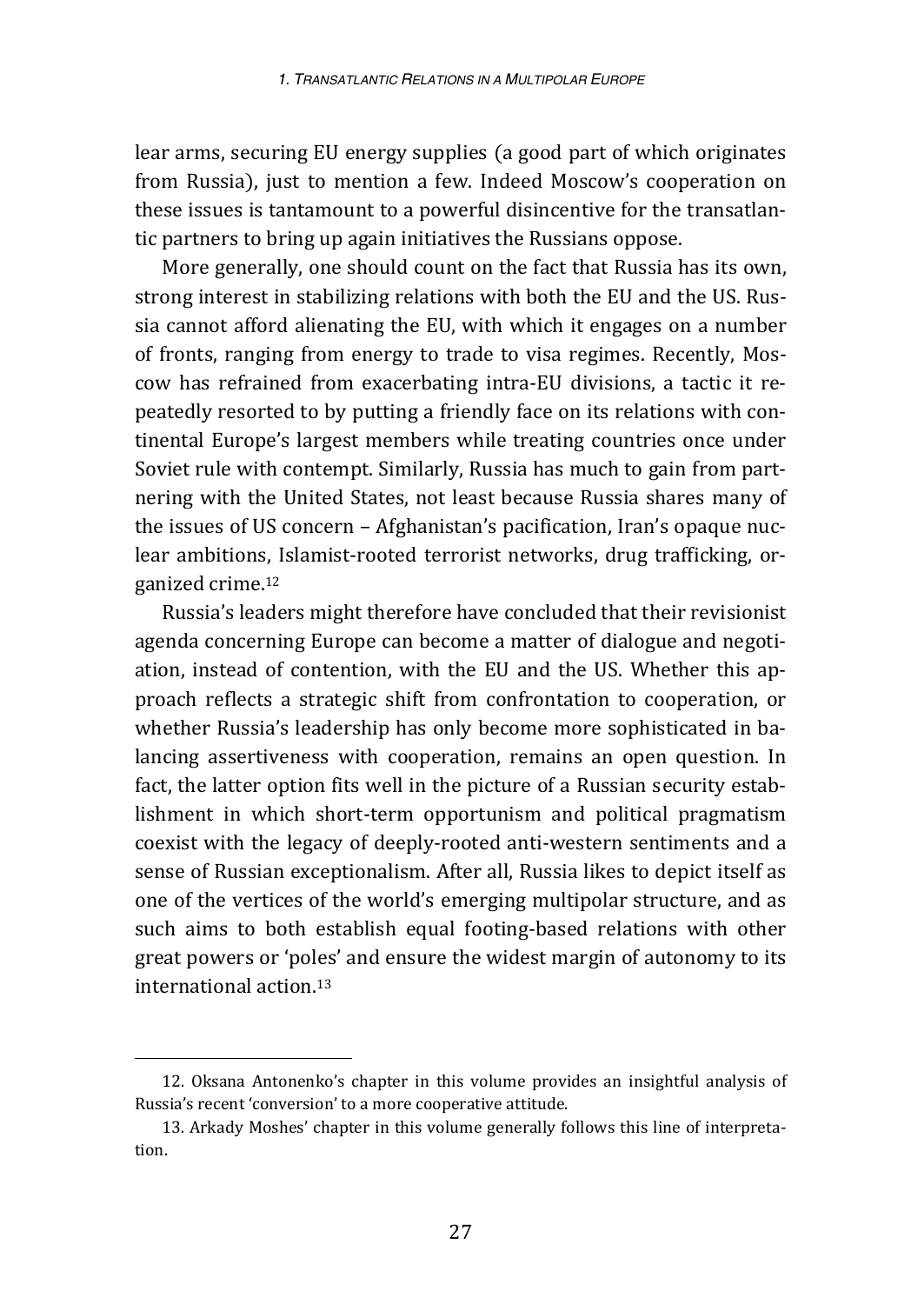lear arms, securing EU energy supplies (a good part of which originates from Russia), just to mention a few. Indeed Moscow's cooperation on these issues is tantamount to a powerful disincentive for the transatlantic partners to bring up again initiatives the Russians oppose.

More generally, one should count on the fact that Russia has its own, strong interest in stabilizing relations with both the EU and the US. Russia cannot afford alienating the EU, with which it engages on a number of fronts, ranging from energy to trade to visa regimes. Recently, Moscow has refrained from exacerbating intra-EU divisions, a tactic it repeatedly resorted to by putting a friendly face on its relations with continental Europe's largest members while treating countries once under Soviet rule with contempt. Similarly, Russia has much to gain from partnering with the United States, not least because Russia shares many of the issues of US concern – Afghanistan's pacification, Iran's opaque nuclear ambitions, Islamist-rooted terrorist networks, drug trafficking, organized crime.[12]

Russia's leaders might therefore have concluded that their revisionist agenda concerning Europe can become a matter of dialogue and negotiation, instead of contention, with the EU and the US. Whether this approach reflects a strategic shift from confrontation to cooperation, or whether Russia's leadership has only become more sophisticated in balancing assertiveness with cooperation, remains an open question. In fact, the latter option fits well in the picture of a Russian security establishment in which short-term opportunism and political pragmatism coexist with the legacy of deeply-rooted anti-western sentiments and a sense of Russian exceptionalism. After all, Russia likes to depict itself as one of the vertices of the world's emerging multipolar structure, and as such aims to both establish equal footing-based relations with other great powers or 'poles' and ensure the widest margin of autonomy to its international action.[13]

---

12. Oksana Antonenko's chapter in this volume provides an insightful analysis of Russia's recent 'conversion' to a more cooperative attitude.

13. Arkady Moshes' chapter in this volume generally follows this line of interpretation.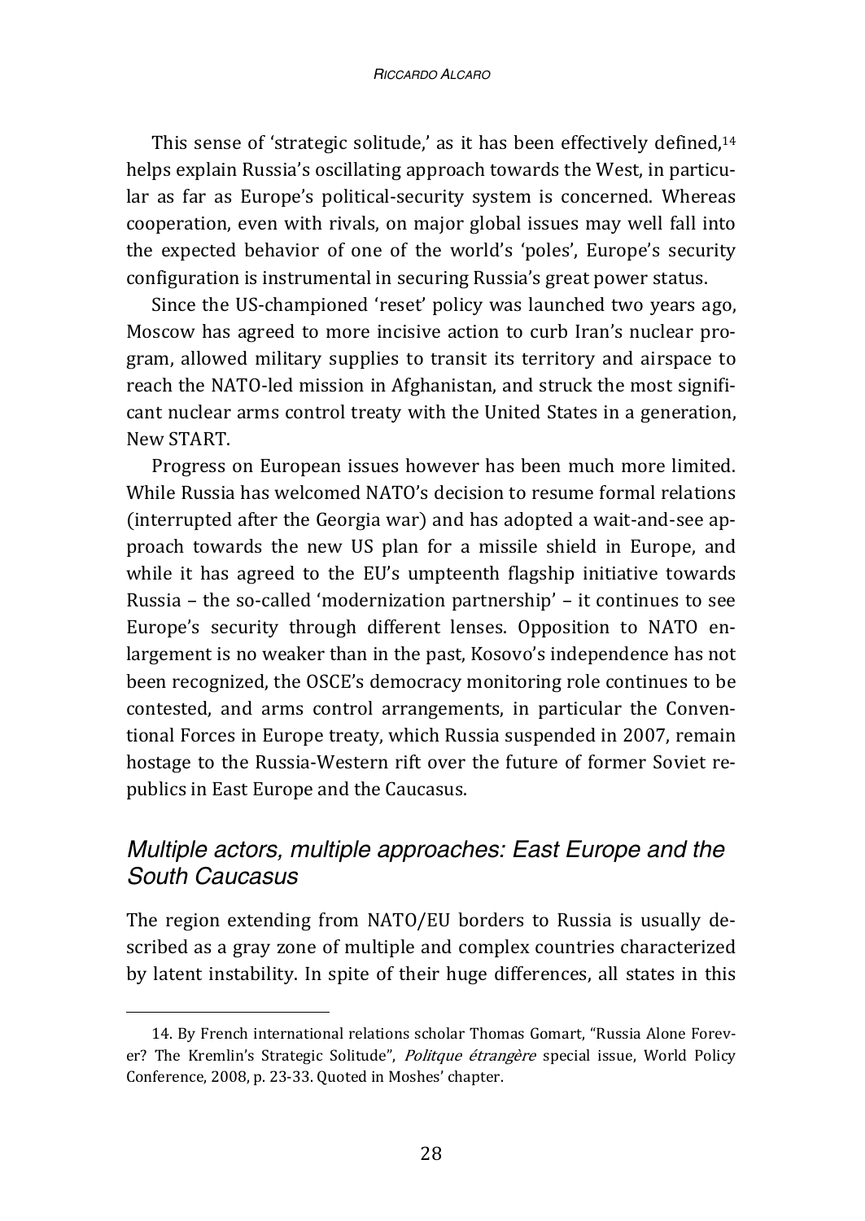This sense of 'strategic solitude,' as it has been effectively defined,[14] helps explain Russia's oscillating approach towards the West, in particular as far as Europe's political-security system is concerned. Whereas cooperation, even with rivals, on major global issues may well fall into the expected behavior of one of the world's 'poles', Europe's security configuration is instrumental in securing Russia's great power status.

Since the US-championed 'reset' policy was launched two years ago, Moscow has agreed to more incisive action to curb Iran's nuclear program, allowed military supplies to transit its territory and airspace to reach the NATO-led mission in Afghanistan, and struck the most significant nuclear arms control treaty with the United States in a generation, New START.

Progress on European issues however has been much more limited. While Russia has welcomed NATO's decision to resume formal relations (interrupted after the Georgia war) and has adopted a wait-and-see approach towards the new US plan for a missile shield in Europe, and while it has agreed to the EU's umpteenth flagship initiative towards Russia – the so-called 'modernization partnership' – it continues to see Europe's security through different lenses. Opposition to NATO enlargement is no weaker than in the past, Kosovo's independence has not been recognized, the OSCE's democracy monitoring role continues to be contested, and arms control arrangements, in particular the Conventional Forces in Europe treaty, which Russia suspended in 2007, remain hostage to the Russia-Western rift over the future of former Soviet republics in East Europe and the Caucasus.

## *Multiple actors, multiple approaches: East Europe and the South Caucasus*

The region extending from NATO/EU borders to Russia is usually described as a gray zone of multiple and complex countries characterized by latent instability. In spite of their huge differences, all states in this

14. By French international relations scholar Thomas Gomart, "Russia Alone Forever? The Kremlin's Strategic Solitude", *Politque étrangère* special issue, World Policy Conference, 2008, p. 23-33. Quoted in Moshes' chapter.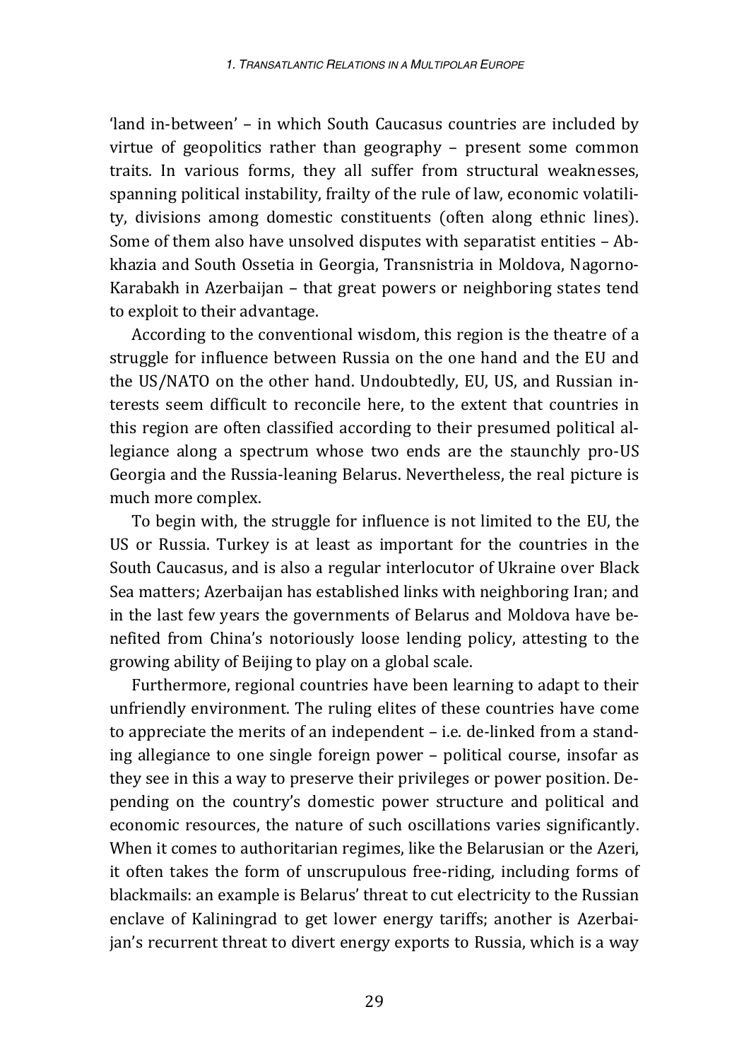'land in-between' – in which South Caucasus countries are included by virtue of geopolitics rather than geography – present some common traits. In various forms, they all suffer from structural weaknesses, spanning political instability, frailty of the rule of law, economic volatility, divisions among domestic constituents (often along ethnic lines). Some of them also have unsolved disputes with separatist entities – Abkhazia and South Ossetia in Georgia, Transnistria in Moldova, Nagorno-Karabakh in Azerbaijan – that great powers or neighboring states tend to exploit to their advantage.

According to the conventional wisdom, this region is the theatre of a struggle for influence between Russia on the one hand and the EU and the US/NATO on the other hand. Undoubtedly, EU, US, and Russian interests seem difficult to reconcile here, to the extent that countries in this region are often classified according to their presumed political allegiance along a spectrum whose two ends are the staunchly pro-US Georgia and the Russia-leaning Belarus. Nevertheless, the real picture is much more complex.

To begin with, the struggle for influence is not limited to the EU, the US or Russia. Turkey is at least as important for the countries in the South Caucasus, and is also a regular interlocutor of Ukraine over Black Sea matters; Azerbaijan has established links with neighboring Iran; and in the last few years the governments of Belarus and Moldova have benefited from China's notoriously loose lending policy, attesting to the growing ability of Beijing to play on a global scale.

Furthermore, regional countries have been learning to adapt to their unfriendly environment. The ruling elites of these countries have come to appreciate the merits of an independent – i.e. de-linked from a standing allegiance to one single foreign power – political course, insofar as they see in this a way to preserve their privileges or power position. Depending on the country's domestic power structure and political and economic resources, the nature of such oscillations varies significantly. When it comes to authoritarian regimes, like the Belarusian or the Azeri, it often takes the form of unscrupulous free-riding, including forms of blackmails: an example is Belarus' threat to cut electricity to the Russian enclave of Kaliningrad to get lower energy tariffs; another is Azerbaijan's recurrent threat to divert energy exports to Russia, which is a way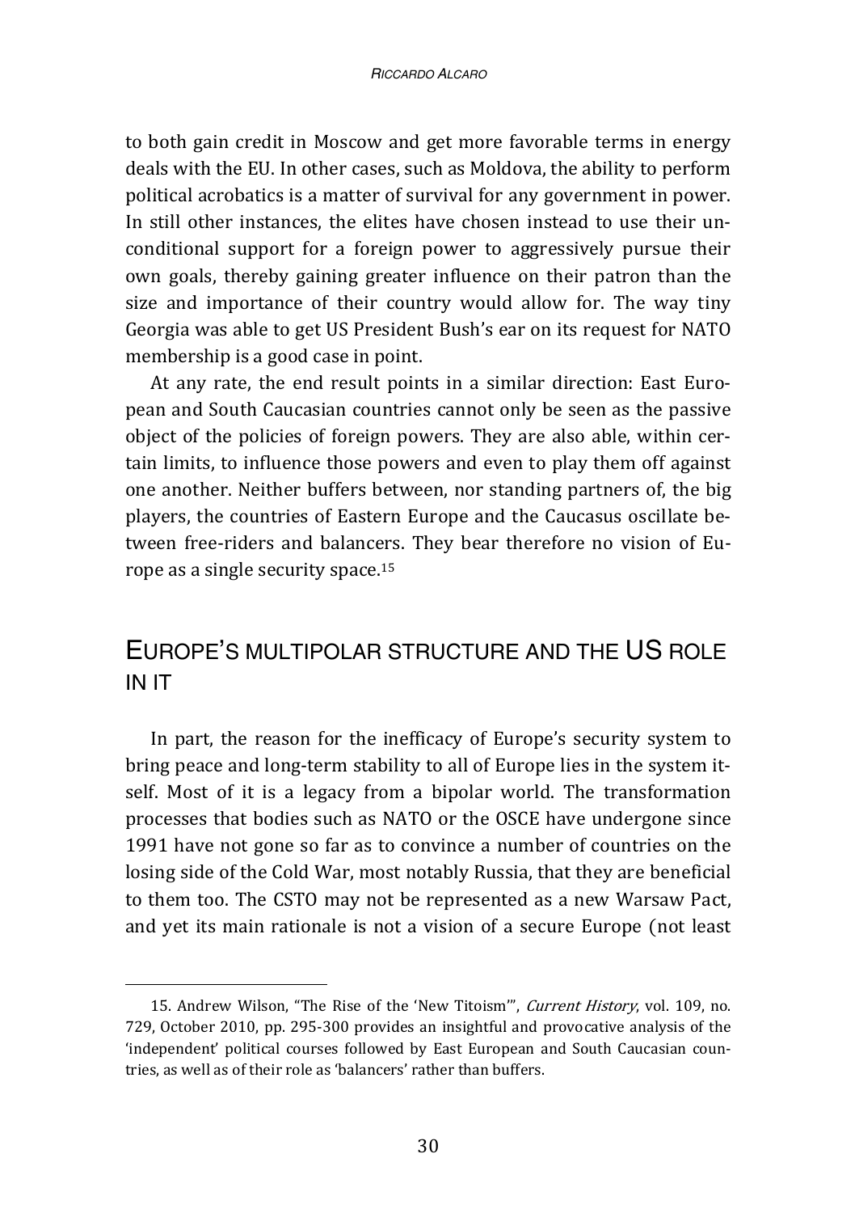to both gain credit in Moscow and get more favorable terms in energy deals with the EU. In other cases, such as Moldova, the ability to perform political acrobatics is a matter of survival for any government in power. In still other instances, the elites have chosen instead to use their unconditional support for a foreign power to aggressively pursue their own goals, thereby gaining greater influence on their patron than the size and importance of their country would allow for. The way tiny Georgia was able to get US President Bush's ear on its request for NATO membership is a good case in point.

At any rate, the end result points in a similar direction: East European and South Caucasian countries cannot only be seen as the passive object of the policies of foreign powers. They are also able, within certain limits, to influence those powers and even to play them off against one another. Neither buffers between, nor standing partners of, the big players, the countries of Eastern Europe and the Caucasus oscillate between free-riders and balancers. They bear therefore no vision of Europe as a single security space.[15]

## EUROPE'S MULTIPOLAR STRUCTURE AND THE US ROLE IN IT

In part, the reason for the inefficacy of Europe's security system to bring peace and long-term stability to all of Europe lies in the system itself. Most of it is a legacy from a bipolar world. The transformation processes that bodies such as NATO or the OSCE have undergone since 1991 have not gone so far as to convince a number of countries on the losing side of the Cold War, most notably Russia, that they are beneficial to them too. The CSTO may not be represented as a new Warsaw Pact, and yet its main rationale is not a vision of a secure Europe (not least

---

15. Andrew Wilson, "The Rise of the 'New Titoism'", *Current History*, vol. 109, no. 729, October 2010, pp. 295-300 provides an insightful and provocative analysis of the 'independent' political courses followed by East European and South Caucasian countries, as well as of their role as 'balancers' rather than buffers.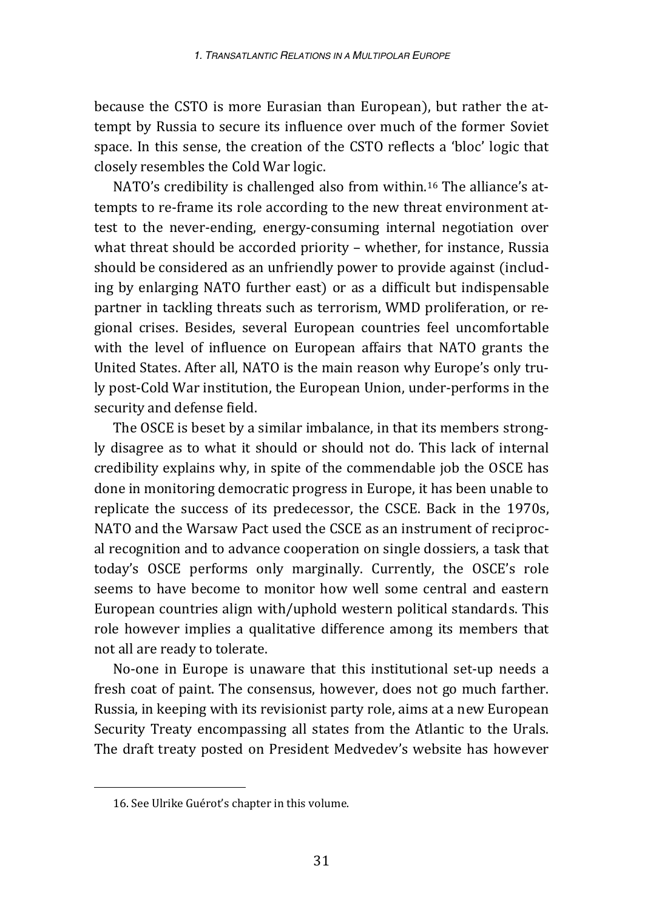because the CSTO is more Eurasian than European), but rather the attempt by Russia to secure its influence over much of the former Soviet space. In this sense, the creation of the CSTO reflects a 'bloc' logic that closely resembles the Cold War logic.

NATO's credibility is challenged also from within.[16] The alliance's attempts to re-frame its role according to the new threat environment attest to the never-ending, energy-consuming internal negotiation over what threat should be accorded priority – whether, for instance, Russia should be considered as an unfriendly power to provide against (including by enlarging NATO further east) or as a difficult but indispensable partner in tackling threats such as terrorism, WMD proliferation, or regional crises. Besides, several European countries feel uncomfortable with the level of influence on European affairs that NATO grants the United States. After all, NATO is the main reason why Europe's only truly post-Cold War institution, the European Union, under-performs in the security and defense field.

The OSCE is beset by a similar imbalance, in that its members strongly disagree as to what it should or should not do. This lack of internal credibility explains why, in spite of the commendable job the OSCE has done in monitoring democratic progress in Europe, it has been unable to replicate the success of its predecessor, the CSCE. Back in the 1970s, NATO and the Warsaw Pact used the CSCE as an instrument of reciprocal recognition and to advance cooperation on single dossiers, a task that today's OSCE performs only marginally. Currently, the OSCE's role seems to have become to monitor how well some central and eastern European countries align with/uphold western political standards. This role however implies a qualitative difference among its members that not all are ready to tolerate.

No-one in Europe is unaware that this institutional set-up needs a fresh coat of paint. The consensus, however, does not go much farther. Russia, in keeping with its revisionist party role, aims at a new European Security Treaty encompassing all states from the Atlantic to the Urals. The draft treaty posted on President Medvedev's website has however

16. See Ulrike Guérot's chapter in this volume.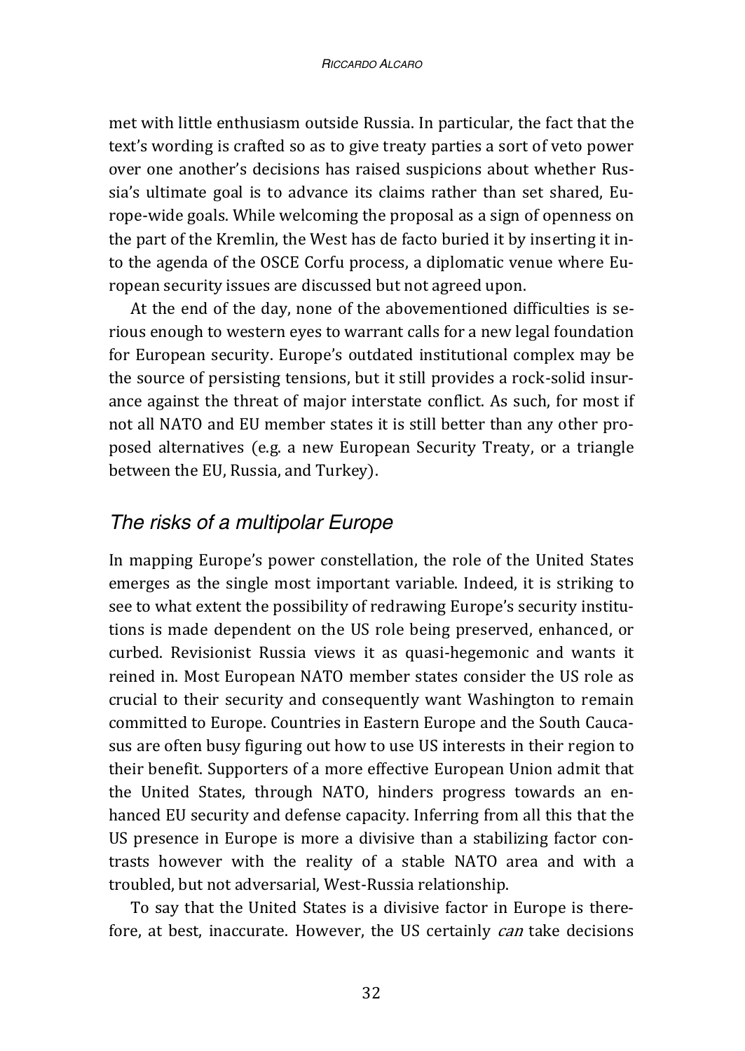met with little enthusiasm outside Russia. In particular, the fact that the text's wording is crafted so as to give treaty parties a sort of veto power over one another's decisions has raised suspicions about whether Russia's ultimate goal is to advance its claims rather than set shared, Europe-wide goals. While welcoming the proposal as a sign of openness on the part of the Kremlin, the West has de facto buried it by inserting it into the agenda of the OSCE Corfu process, a diplomatic venue where European security issues are discussed but not agreed upon.

At the end of the day, none of the abovementioned difficulties is serious enough to western eyes to warrant calls for a new legal foundation for European security. Europe's outdated institutional complex may be the source of persisting tensions, but it still provides a rock-solid insurance against the threat of major interstate conflict. As such, for most if not all NATO and EU member states it is still better than any other proposed alternatives (e.g. a new European Security Treaty, or a triangle between the EU, Russia, and Turkey).

## *The risks of a multipolar Europe*

In mapping Europe's power constellation, the role of the United States emerges as the single most important variable. Indeed, it is striking to see to what extent the possibility of redrawing Europe's security institutions is made dependent on the US role being preserved, enhanced, or curbed. Revisionist Russia views it as quasi-hegemonic and wants it reined in. Most European NATO member states consider the US role as crucial to their security and consequently want Washington to remain committed to Europe. Countries in Eastern Europe and the South Caucasus are often busy figuring out how to use US interests in their region to their benefit. Supporters of a more effective European Union admit that the United States, through NATO, hinders progress towards an enhanced EU security and defense capacity. Inferring from all this that the US presence in Europe is more a divisive than a stabilizing factor contrasts however with the reality of a stable NATO area and with a troubled, but not adversarial, West-Russia relationship.

To say that the United States is a divisive factor in Europe is therefore, at best, inaccurate. However, the US certainly *can* take decisions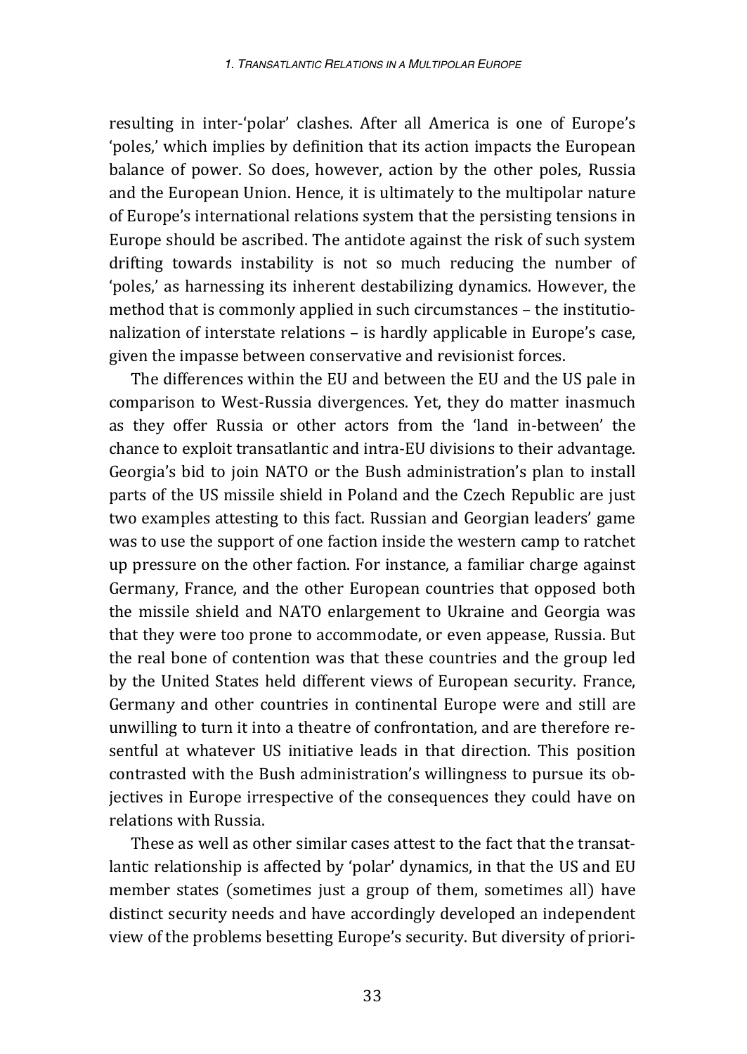resulting in inter-'polar' clashes. After all America is one of Europe's 'poles,' which implies by definition that its action impacts the European balance of power. So does, however, action by the other poles, Russia and the European Union. Hence, it is ultimately to the multipolar nature of Europe's international relations system that the persisting tensions in Europe should be ascribed. The antidote against the risk of such system drifting towards instability is not so much reducing the number of 'poles,' as harnessing its inherent destabilizing dynamics. However, the method that is commonly applied in such circumstances – the institutionalization of interstate relations – is hardly applicable in Europe's case, given the impasse between conservative and revisionist forces.

The differences within the EU and between the EU and the US pale in comparison to West-Russia divergences. Yet, they do matter inasmuch as they offer Russia or other actors from the 'land in-between' the chance to exploit transatlantic and intra-EU divisions to their advantage. Georgia's bid to join NATO or the Bush administration's plan to install parts of the US missile shield in Poland and the Czech Republic are just two examples attesting to this fact. Russian and Georgian leaders' game was to use the support of one faction inside the western camp to ratchet up pressure on the other faction. For instance, a familiar charge against Germany, France, and the other European countries that opposed both the missile shield and NATO enlargement to Ukraine and Georgia was that they were too prone to accommodate, or even appease, Russia. But the real bone of contention was that these countries and the group led by the United States held different views of European security. France, Germany and other countries in continental Europe were and still are unwilling to turn it into a theatre of confrontation, and are therefore resentful at whatever US initiative leads in that direction. This position contrasted with the Bush administration's willingness to pursue its objectives in Europe irrespective of the consequences they could have on relations with Russia.

These as well as other similar cases attest to the fact that the transatlantic relationship is affected by 'polar' dynamics, in that the US and EU member states (sometimes just a group of them, sometimes all) have distinct security needs and have accordingly developed an independent view of the problems besetting Europe's security. But diversity of priori-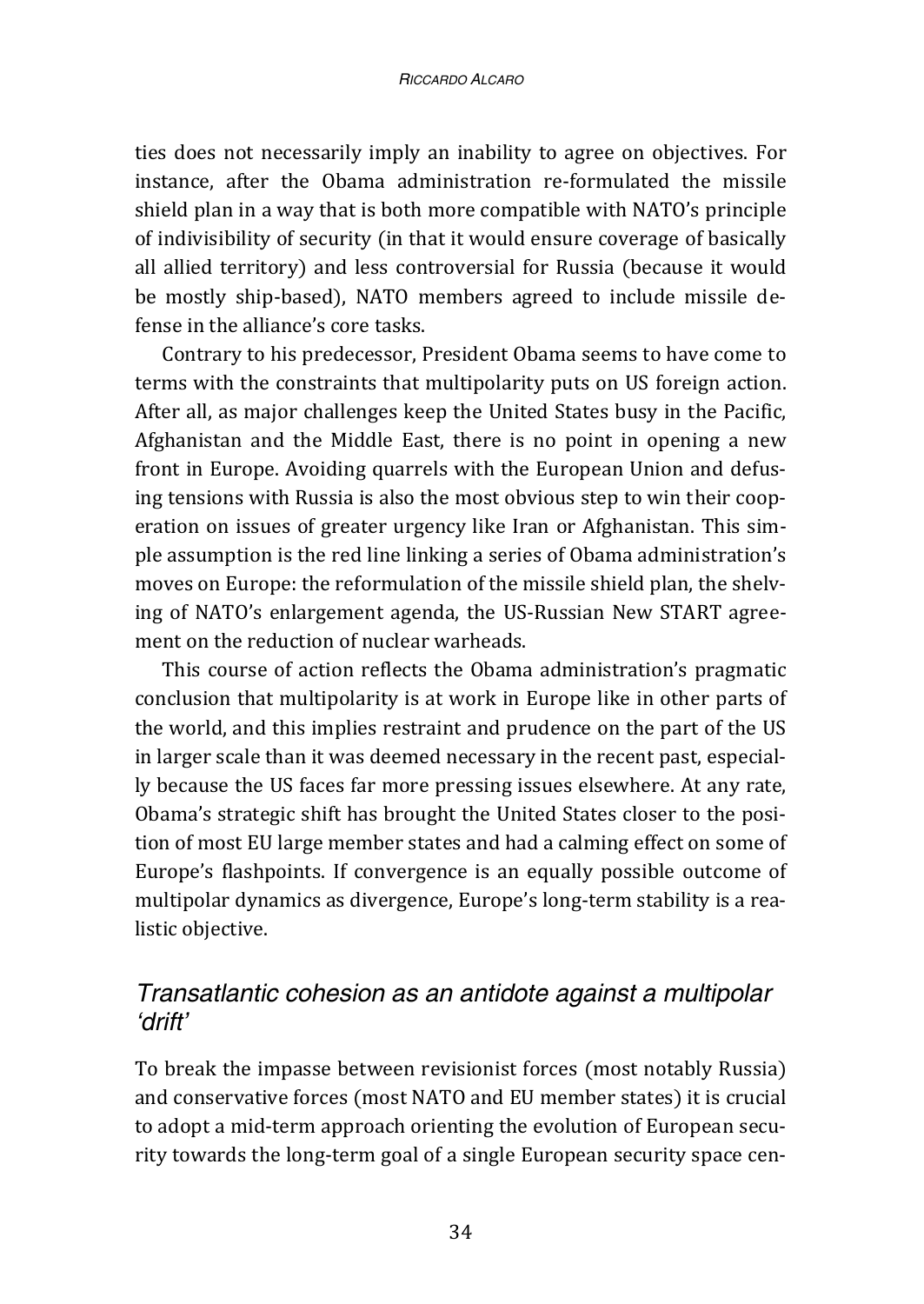ties does not necessarily imply an inability to agree on objectives. For instance, after the Obama administration re-formulated the missile shield plan in a way that is both more compatible with NATO's principle of indivisibility of security (in that it would ensure coverage of basically all allied territory) and less controversial for Russia (because it would be mostly ship-based), NATO members agreed to include missile defense in the alliance's core tasks.

Contrary to his predecessor, President Obama seems to have come to terms with the constraints that multipolarity puts on US foreign action. After all, as major challenges keep the United States busy in the Pacific, Afghanistan and the Middle East, there is no point in opening a new front in Europe. Avoiding quarrels with the European Union and defusing tensions with Russia is also the most obvious step to win their cooperation on issues of greater urgency like Iran or Afghanistan. This simple assumption is the red line linking a series of Obama administration's moves on Europe: the reformulation of the missile shield plan, the shelving of NATO's enlargement agenda, the US-Russian New START agreement on the reduction of nuclear warheads.

This course of action reflects the Obama administration's pragmatic conclusion that multipolarity is at work in Europe like in other parts of the world, and this implies restraint and prudence on the part of the US in larger scale than it was deemed necessary in the recent past, especially because the US faces far more pressing issues elsewhere. At any rate, Obama's strategic shift has brought the United States closer to the position of most EU large member states and had a calming effect on some of Europe's flashpoints. If convergence is an equally possible outcome of multipolar dynamics as divergence, Europe's long-term stability is a realistic objective.

## *Transatlantic cohesion as an antidote against a multipolar 'drift'*

To break the impasse between revisionist forces (most notably Russia) and conservative forces (most NATO and EU member states) it is crucial to adopt a mid-term approach orienting the evolution of European security towards the long-term goal of a single European security space cen-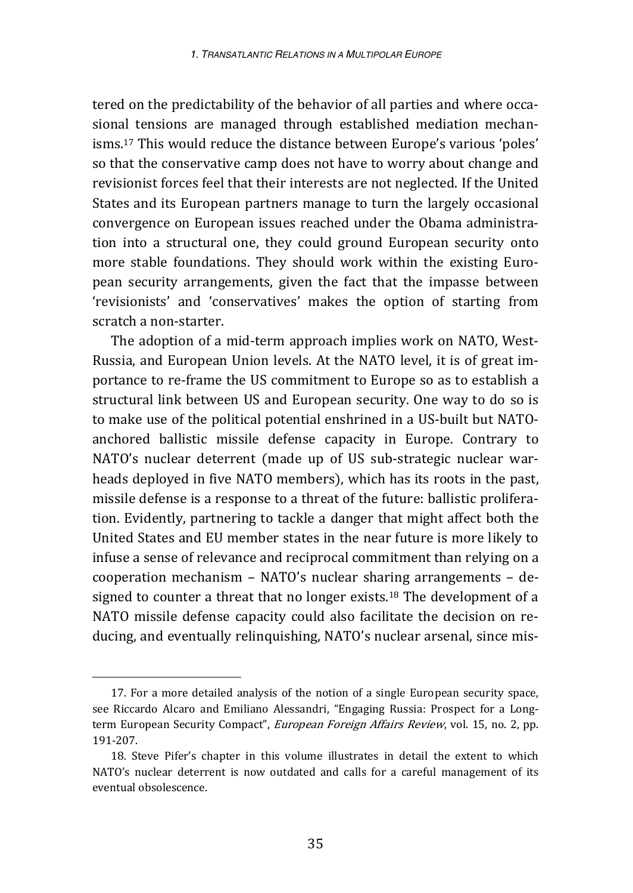tered on the predictability of the behavior of all parties and where occasional tensions are managed through established mediation mechanisms.[17] This would reduce the distance between Europe's various 'poles' so that the conservative camp does not have to worry about change and revisionist forces feel that their interests are not neglected. If the United States and its European partners manage to turn the largely occasional convergence on European issues reached under the Obama administration into a structural one, they could ground European security onto more stable foundations. They should work within the existing European security arrangements, given the fact that the impasse between 'revisionists' and 'conservatives' makes the option of starting from scratch a non-starter.

The adoption of a mid-term approach implies work on NATO, West-Russia, and European Union levels. At the NATO level, it is of great importance to re-frame the US commitment to Europe so as to establish a structural link between US and European security. One way to do so is to make use of the political potential enshrined in a US-built but NATO-anchored ballistic missile defense capacity in Europe. Contrary to NATO's nuclear deterrent (made up of US sub-strategic nuclear warheads deployed in five NATO members), which has its roots in the past, missile defense is a response to a threat of the future: ballistic proliferation. Evidently, partnering to tackle a danger that might affect both the United States and EU member states in the near future is more likely to infuse a sense of relevance and reciprocal commitment than relying on a cooperation mechanism – NATO's nuclear sharing arrangements – designed to counter a threat that no longer exists.[18] The development of a NATO missile defense capacity could also facilitate the decision on reducing, and eventually relinquishing, NATO's nuclear arsenal, since mis-

---

17. For a more detailed analysis of the notion of a single European security space, see Riccardo Alcaro and Emiliano Alessandri, "Engaging Russia: Prospect for a Long-term European Security Compact", *European Foreign Affairs Review*, vol. 15, no. 2, pp. 191-207.

18. Steve Pifer's chapter in this volume illustrates in detail the extent to which NATO's nuclear deterrent is now outdated and calls for a careful management of its eventual obsolescence.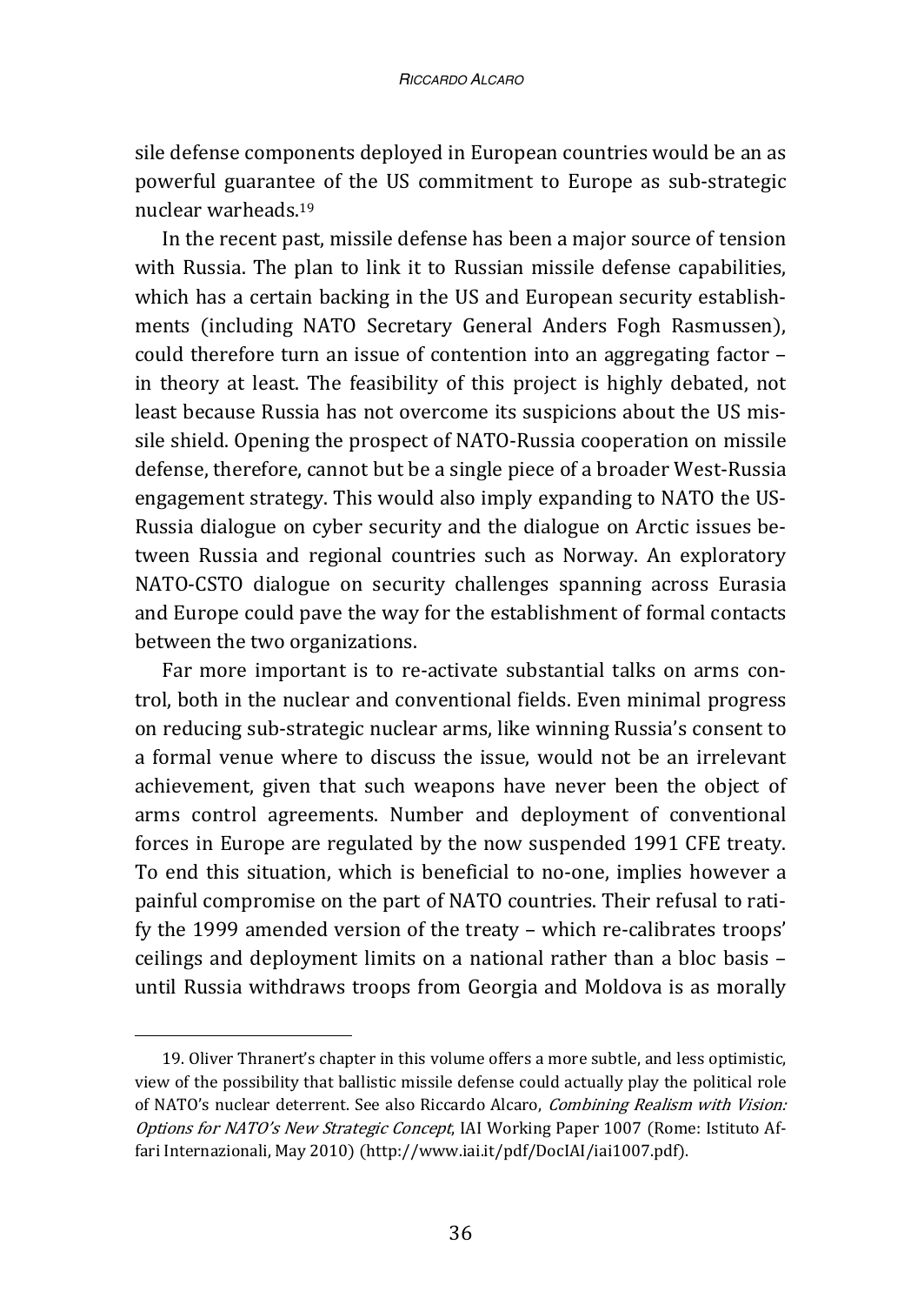sile defense components deployed in European countries would be an as powerful guarantee of the US commitment to Europe as sub-strategic nuclear warheads.[19]

In the recent past, missile defense has been a major source of tension with Russia. The plan to link it to Russian missile defense capabilities, which has a certain backing in the US and European security establishments (including NATO Secretary General Anders Fogh Rasmussen), could therefore turn an issue of contention into an aggregating factor – in theory at least. The feasibility of this project is highly debated, not least because Russia has not overcome its suspicions about the US missile shield. Opening the prospect of NATO-Russia cooperation on missile defense, therefore, cannot but be a single piece of a broader West-Russia engagement strategy. This would also imply expanding to NATO the US-Russia dialogue on cyber security and the dialogue on Arctic issues between Russia and regional countries such as Norway. An exploratory NATO-CSTO dialogue on security challenges spanning across Eurasia and Europe could pave the way for the establishment of formal contacts between the two organizations.

Far more important is to re-activate substantial talks on arms control, both in the nuclear and conventional fields. Even minimal progress on reducing sub-strategic nuclear arms, like winning Russia's consent to a formal venue where to discuss the issue, would not be an irrelevant achievement, given that such weapons have never been the object of arms control agreements. Number and deployment of conventional forces in Europe are regulated by the now suspended 1991 CFE treaty. To end this situation, which is beneficial to no-one, implies however a painful compromise on the part of NATO countries. Their refusal to ratify the 1999 amended version of the treaty – which re-calibrates troops' ceilings and deployment limits on a national rather than a bloc basis – until Russia withdraws troops from Georgia and Moldova is as morally

---

19. Oliver Thranert's chapter in this volume offers a more subtle, and less optimistic, view of the possibility that ballistic missile defense could actually play the political role of NATO's nuclear deterrent. See also Riccardo Alcaro, *Combining Realism with Vision: Options for NATO's New Strategic Concept*, IAI Working Paper 1007 (Rome: Istituto Affari Internazionali, May 2010) (http://www.iai.it/pdf/DocIAI/iai1007.pdf).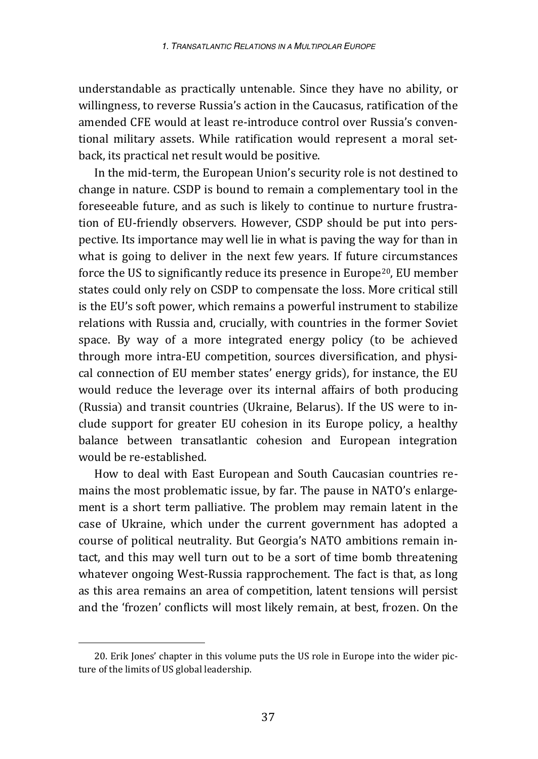understandable as practically untenable. Since they have no ability, or willingness, to reverse Russia's action in the Caucasus, ratification of the amended CFE would at least re-introduce control over Russia's conventional military assets. While ratification would represent a moral setback, its practical net result would be positive.

In the mid-term, the European Union's security role is not destined to change in nature. CSDP is bound to remain a complementary tool in the foreseeable future, and as such is likely to continue to nurture frustration of EU-friendly observers. However, CSDP should be put into perspective. Its importance may well lie in what is paving the way for than in what is going to deliver in the next few years. If future circumstances force the US to significantly reduce its presence in Europe[20], EU member states could only rely on CSDP to compensate the loss. More critical still is the EU's soft power, which remains a powerful instrument to stabilize relations with Russia and, crucially, with countries in the former Soviet space. By way of a more integrated energy policy (to be achieved through more intra-EU competition, sources diversification, and physical connection of EU member states' energy grids), for instance, the EU would reduce the leverage over its internal affairs of both producing (Russia) and transit countries (Ukraine, Belarus). If the US were to include support for greater EU cohesion in its Europe policy, a healthy balance between transatlantic cohesion and European integration would be re-established.

How to deal with East European and South Caucasian countries remains the most problematic issue, by far. The pause in NATO's enlargement is a short term palliative. The problem may remain latent in the case of Ukraine, which under the current government has adopted a course of political neutrality. But Georgia's NATO ambitions remain intact, and this may well turn out to be a sort of time bomb threatening whatever ongoing West-Russia rapprochement. The fact is that, as long as this area remains an area of competition, latent tensions will persist and the 'frozen' conflicts will most likely remain, at best, frozen. On the

20. Erik Jones' chapter in this volume puts the US role in Europe into the wider picture of the limits of US global leadership.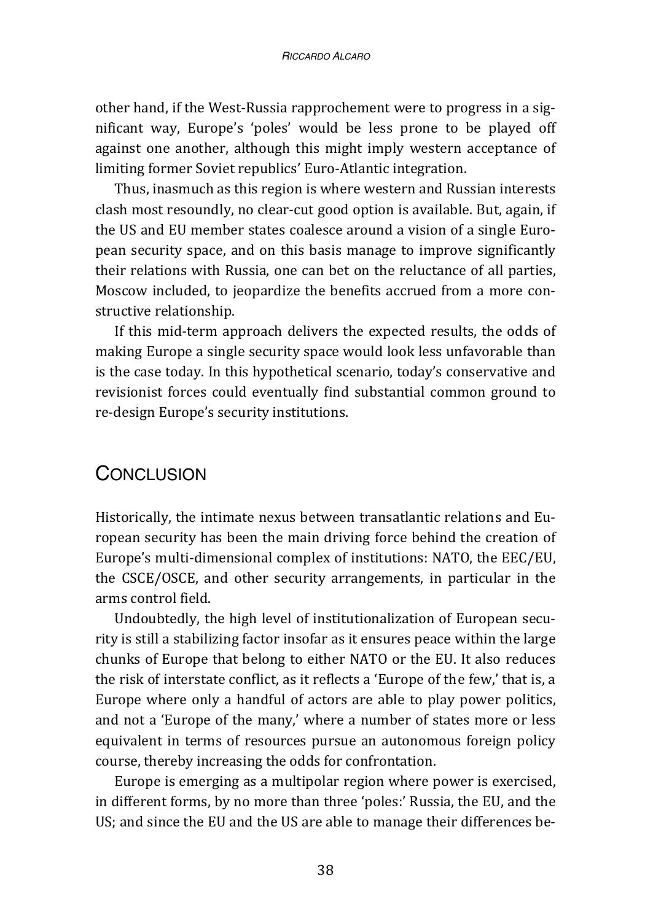other hand, if the West-Russia rapprochement were to progress in a significant way, Europe's 'poles' would be less prone to be played off against one another, although this might imply western acceptance of limiting former Soviet republics' Euro-Atlantic integration.

Thus, inasmuch as this region is where western and Russian interests clash most resoundly, no clear-cut good option is available. But, again, if the US and EU member states coalesce around a vision of a single European security space, and on this basis manage to improve significantly their relations with Russia, one can bet on the reluctance of all parties, Moscow included, to jeopardize the benefits accrued from a more constructive relationship.

If this mid-term approach delivers the expected results, the odds of making Europe a single security space would look less unfavorable than is the case today. In this hypothetical scenario, today's conservative and revisionist forces could eventually find substantial common ground to re-design Europe's security institutions.

## Conclusion

Historically, the intimate nexus between transatlantic relations and European security has been the main driving force behind the creation of Europe's multi-dimensional complex of institutions: NATO, the EEC/EU, the CSCE/OSCE, and other security arrangements, in particular in the arms control field.

Undoubtedly, the high level of institutionalization of European security is still a stabilizing factor insofar as it ensures peace within the large chunks of Europe that belong to either NATO or the EU. It also reduces the risk of interstate conflict, as it reflects a 'Europe of the few,' that is, a Europe where only a handful of actors are able to play power politics, and not a 'Europe of the many,' where a number of states more or less equivalent in terms of resources pursue an autonomous foreign policy course, thereby increasing the odds for confrontation.

Europe is emerging as a multipolar region where power is exercised, in different forms, by no more than three 'poles:' Russia, the EU, and the US; and since the EU and the US are able to manage their differences be-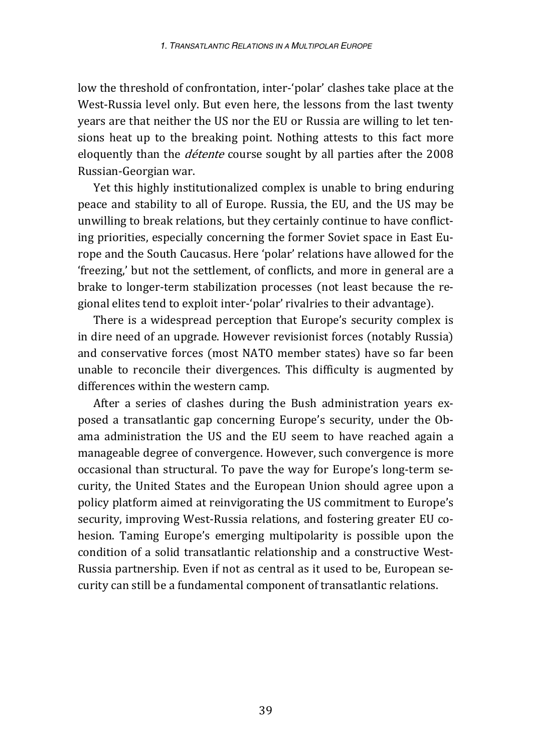low the threshold of confrontation, inter-'polar' clashes take place at the West-Russia level only. But even here, the lessons from the last twenty years are that neither the US nor the EU or Russia are willing to let tensions heat up to the breaking point. Nothing attests to this fact more eloquently than the *détente* course sought by all parties after the 2008 Russian-Georgian war.

Yet this highly institutionalized complex is unable to bring enduring peace and stability to all of Europe. Russia, the EU, and the US may be unwilling to break relations, but they certainly continue to have conflicting priorities, especially concerning the former Soviet space in East Europe and the South Caucasus. Here 'polar' relations have allowed for the 'freezing,' but not the settlement, of conflicts, and more in general are a brake to longer-term stabilization processes (not least because the regional elites tend to exploit inter-'polar' rivalries to their advantage).

There is a widespread perception that Europe's security complex is in dire need of an upgrade. However revisionist forces (notably Russia) and conservative forces (most NATO member states) have so far been unable to reconcile their divergences. This difficulty is augmented by differences within the western camp.

After a series of clashes during the Bush administration years exposed a transatlantic gap concerning Europe's security, under the Obama administration the US and the EU seem to have reached again a manageable degree of convergence. However, such convergence is more occasional than structural. To pave the way for Europe's long-term security, the United States and the European Union should agree upon a policy platform aimed at reinvigorating the US commitment to Europe's security, improving West-Russia relations, and fostering greater EU cohesion. Taming Europe's emerging multipolarity is possible upon the condition of a solid transatlantic relationship and a constructive West-Russia partnership. Even if not as central as it used to be, European security can still be a fundamental component of transatlantic relations.